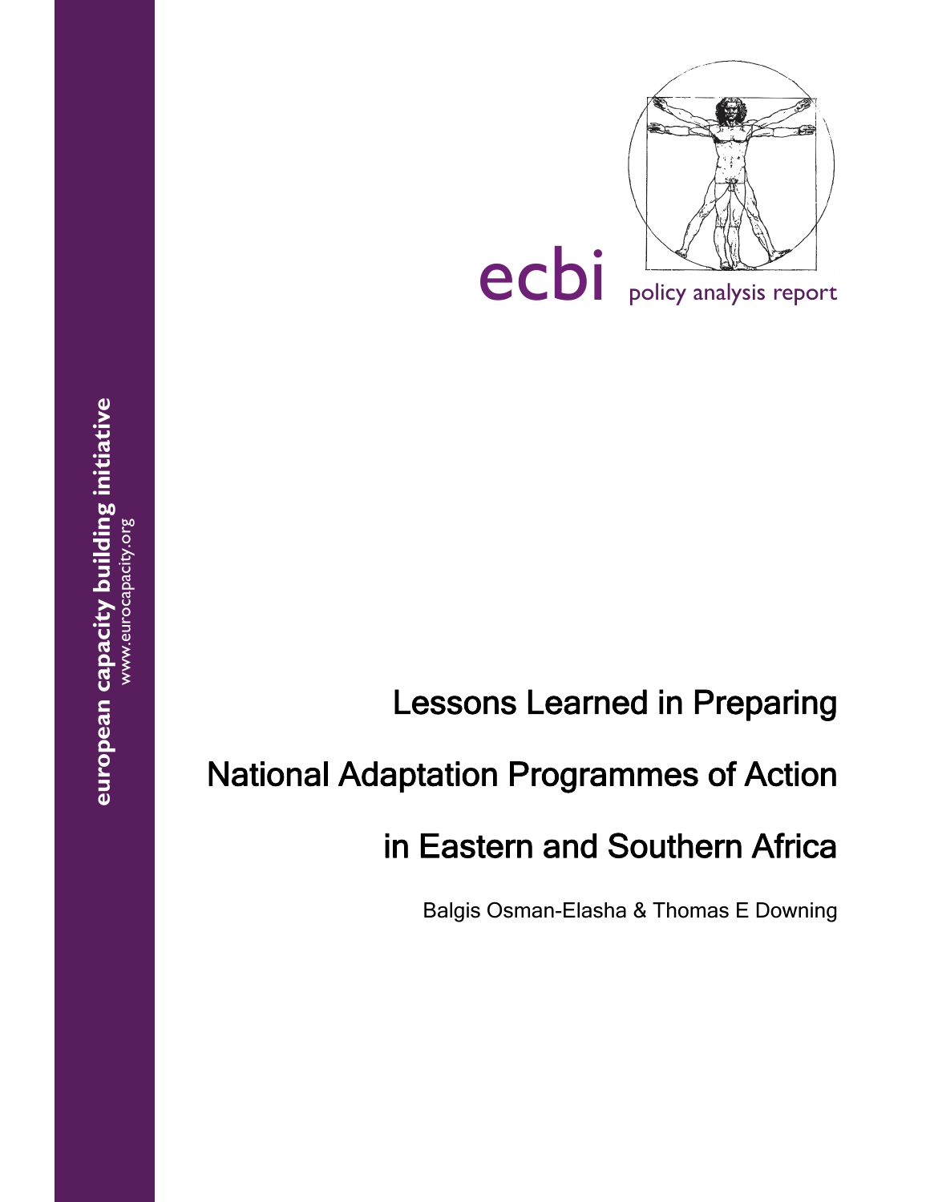european **capacity building initiative**

www.eurocapacity.org

ecbi policy analysis report

# Lessons Learned in Preparing National Adaptation Programmes of Action in Eastern and Southern Africa

Balgis Osman-Elasha & Thomas E Downing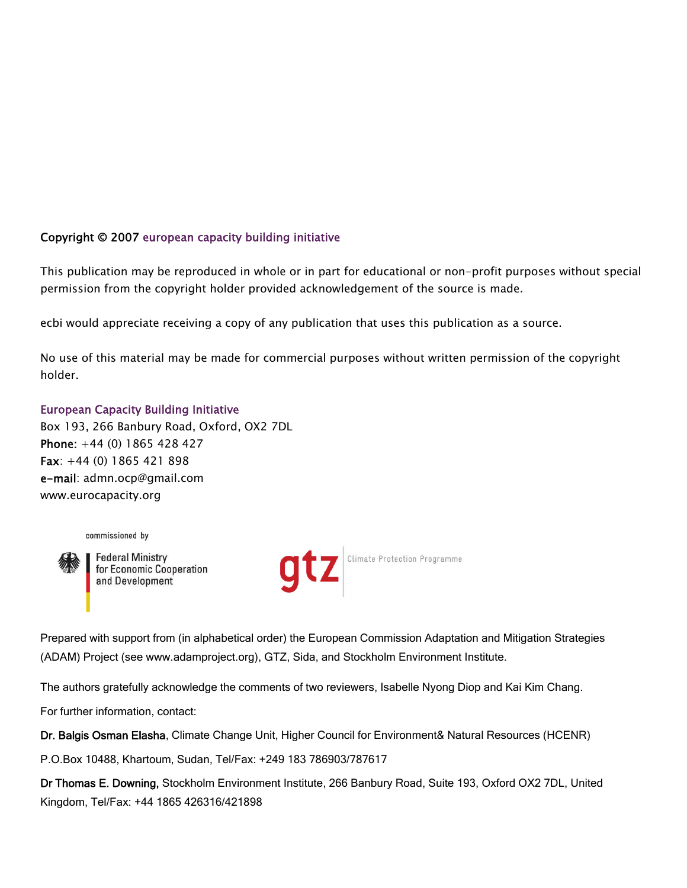**Copyright © 2007 european capacity building initiative**

This publication may be reproduced in whole or in part for educational or non-profit purposes without special permission from the copyright holder provided acknowledgement of the source is made.

ecbi would appreciate receiving a copy of any publication that uses this publication as a source.

No use of this material may be made for commercial purposes without written permission of the copyright holder.

European Capacity Building Initiative
Box 193, 266 Banbury Road, Oxford, OX2 7DL
**Phone:** +44 (0) 1865 428 427
**Fax**: +44 (0) 1865 421 898
**e-mail**: admn.ocp@gmail.com
www.eurocapacity.org

commissioned by

Federal Ministry for Economic Cooperation and Development

gtz Climate Protection Programme

Prepared with support from (in alphabetical order) the European Commission Adaptation and Mitigation Strategies (ADAM) Project (see www.adamproject.org), GTZ, Sida, and Stockholm Environment Institute.

The authors gratefully acknowledge the comments of two reviewers, Isabelle Nyong Diop and Kai Kim Chang.

For further information, contact:

**Dr. Balgis Osman Elasha**, Climate Change Unit, Higher Council for Environment& Natural Resources (HCENR)

P.O.Box 10488, Khartoum, Sudan, Tel/Fax: +249 183 786903/787617

**Dr Thomas E. Downing,** Stockholm Environment Institute, 266 Banbury Road, Suite 193, Oxford OX2 7DL, United Kingdom, Tel/Fax: +44 1865 426316/421898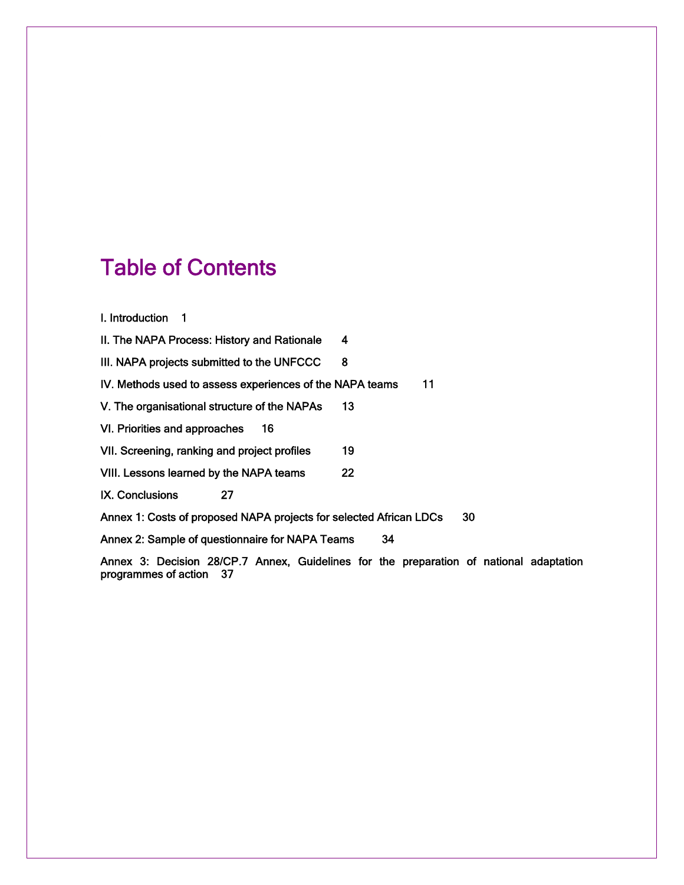# Table of Contents

I. Introduction 1

II. The NAPA Process: History and Rationale 4

III. NAPA projects submitted to the UNFCCC 8

IV. Methods used to assess experiences of the NAPA teams 11

V. The organisational structure of the NAPAs 13

VI. Priorities and approaches 16

VII. Screening, ranking and project profiles 19

VIII. Lessons learned by the NAPA teams 22

IX. Conclusions 27

Annex 1: Costs of proposed NAPA projects for selected African LDCs 30

Annex 2: Sample of questionnaire for NAPA Teams 34

Annex 3: Decision 28/CP.7 Annex, Guidelines for the preparation of national adaptation programmes of action 37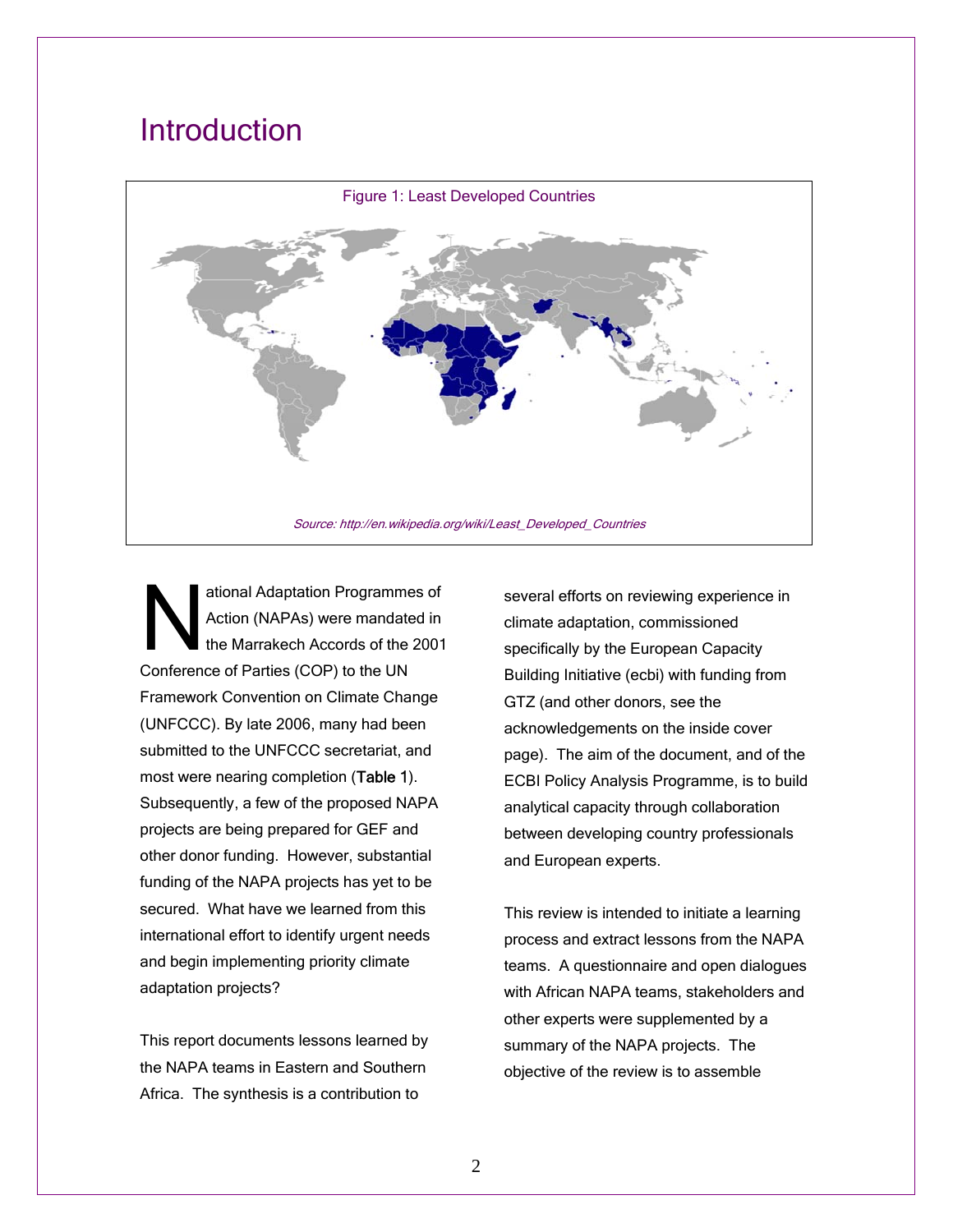# Introduction

Figure 1: Least Developed Countries

*Source: http://en.wikipedia.org/wiki/Least_Developed_Countries*

National Adaptation Programmes of Action (NAPAs) were mandated in the Marrakech Accords of the 2001 Conference of Parties (COP) to the UN Framework Convention on Climate Change (UNFCCC). By late 2006, many had been submitted to the UNFCCC secretariat, and most were nearing completion (Table 1). Subsequently, a few of the proposed NAPA projects are being prepared for GEF and other donor funding. However, substantial funding of the NAPA projects has yet to be secured. What have we learned from this international effort to identify urgent needs and begin implementing priority climate adaptation projects?

This report documents lessons learned by the NAPA teams in Eastern and Southern Africa. The synthesis is a contribution to several efforts on reviewing experience in climate adaptation, commissioned specifically by the European Capacity Building Initiative (ecbi) with funding from GTZ (and other donors, see the acknowledgements on the inside cover page). The aim of the document, and of the ECBI Policy Analysis Programme, is to build analytical capacity through collaboration between developing country professionals and European experts.

This review is intended to initiate a learning process and extract lessons from the NAPA teams. A questionnaire and open dialogues with African NAPA teams, stakeholders and other experts were supplemented by a summary of the NAPA projects. The objective of the review is to assemble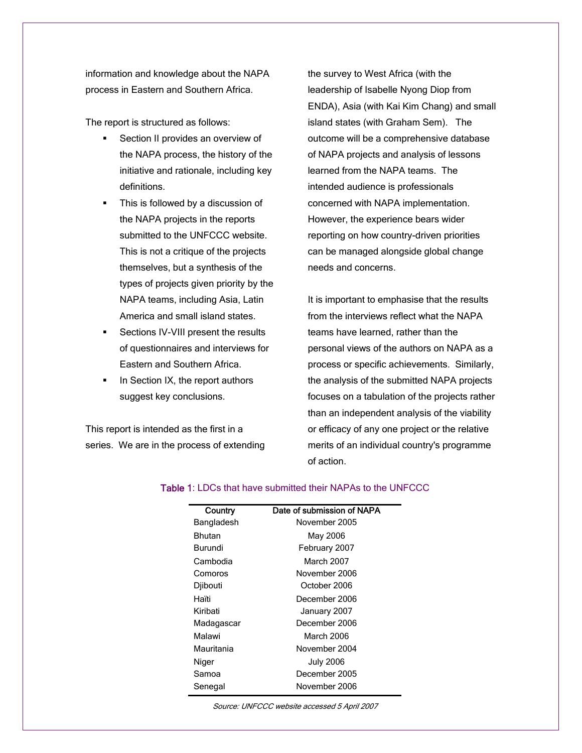information and knowledge about the NAPA process in Eastern and Southern Africa.

The report is structured as follows:

- Section II provides an overview of the NAPA process, the history of the initiative and rationale, including key definitions.
- This is followed by a discussion of the NAPA projects in the reports submitted to the UNFCCC website. This is not a critique of the projects themselves, but a synthesis of the types of projects given priority by the NAPA teams, including Asia, Latin America and small island states.
- Sections IV-VIII present the results of questionnaires and interviews for Eastern and Southern Africa.
- In Section IX, the report authors suggest key conclusions.

This report is intended as the first in a series. We are in the process of extending the survey to West Africa (with the leadership of Isabelle Nyong Diop from ENDA), Asia (with Kai Kim Chang) and small island states (with Graham Sem). The outcome will be a comprehensive database of NAPA projects and analysis of lessons learned from the NAPA teams. The intended audience is professionals concerned with NAPA implementation. However, the experience bears wider reporting on how country-driven priorities can be managed alongside global change needs and concerns.

It is important to emphasise that the results from the interviews reflect what the NAPA teams have learned, rather than the personal views of the authors on NAPA as a process or specific achievements. Similarly, the analysis of the submitted NAPA projects focuses on a tabulation of the projects rather than an independent analysis of the viability or efficacy of any one project or the relative merits of an individual country's programme of action.

**Table 1**: LDCs that have submitted their NAPAs to the UNFCCC

| Country | Date of submission of NAPA |
|---|---|
| Bangladesh | November 2005 |
| Bhutan | May 2006 |
| Burundi | February 2007 |
| Cambodia | March 2007 |
| Comoros | November 2006 |
| Djibouti | October 2006 |
| Haïti | December 2006 |
| Kiribati | January 2007 |
| Madagascar | December 2006 |
| Malawi | March 2006 |
| Mauritania | November 2004 |
| Niger | July 2006 |
| Samoa | December 2005 |
| Senegal | November 2006 |

*Source: UNFCCC website accessed 5 April 2007*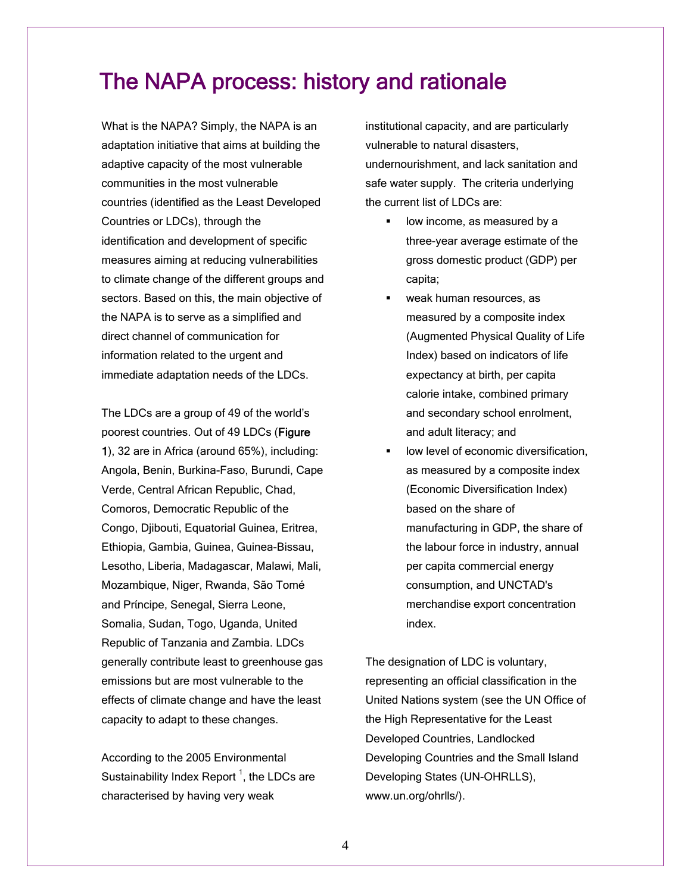# The NAPA process: history and rationale

What is the NAPA? Simply, the NAPA is an adaptation initiative that aims at building the adaptive capacity of the most vulnerable communities in the most vulnerable countries (identified as the Least Developed Countries or LDCs), through the identification and development of specific measures aiming at reducing vulnerabilities to climate change of the different groups and sectors. Based on this, the main objective of the NAPA is to serve as a simplified and direct channel of communication for information related to the urgent and immediate adaptation needs of the LDCs.

The LDCs are a group of 49 of the world's poorest countries. Out of 49 LDCs (**Figure 1**), 32 are in Africa (around 65%), including: Angola, Benin, Burkina-Faso, Burundi, Cape Verde, Central African Republic, Chad, Comoros, Democratic Republic of the Congo, Djibouti, Equatorial Guinea, Eritrea, Ethiopia, Gambia, Guinea, Guinea-Bissau, Lesotho, Liberia, Madagascar, Malawi, Mali, Mozambique, Niger, Rwanda, São Tomé and Príncipe, Senegal, Sierra Leone, Somalia, Sudan, Togo, Uganda, United Republic of Tanzania and Zambia. LDCs generally contribute least to greenhouse gas emissions but are most vulnerable to the effects of climate change and have the least capacity to adapt to these changes.

According to the 2005 Environmental Sustainability Index Report [1], the LDCs are characterised by having very weak institutional capacity, and are particularly vulnerable to natural disasters, undernourishment, and lack sanitation and safe water supply. The criteria underlying the current list of LDCs are:

- low income, as measured by a three-year average estimate of the gross domestic product (GDP) per capita;
- weak human resources, as measured by a composite index (Augmented Physical Quality of Life Index) based on indicators of life expectancy at birth, per capita calorie intake, combined primary and secondary school enrolment, and adult literacy; and
- low level of economic diversification, as measured by a composite index (Economic Diversification Index) based on the share of manufacturing in GDP, the share of the labour force in industry, annual per capita commercial energy consumption, and UNCTAD's merchandise export concentration index.

The designation of LDC is voluntary, representing an official classification in the United Nations system (see the UN Office of the High Representative for the Least Developed Countries, Landlocked Developing Countries and the Small Island Developing States (UN-OHRLLS), www.un.org/ohrlls/).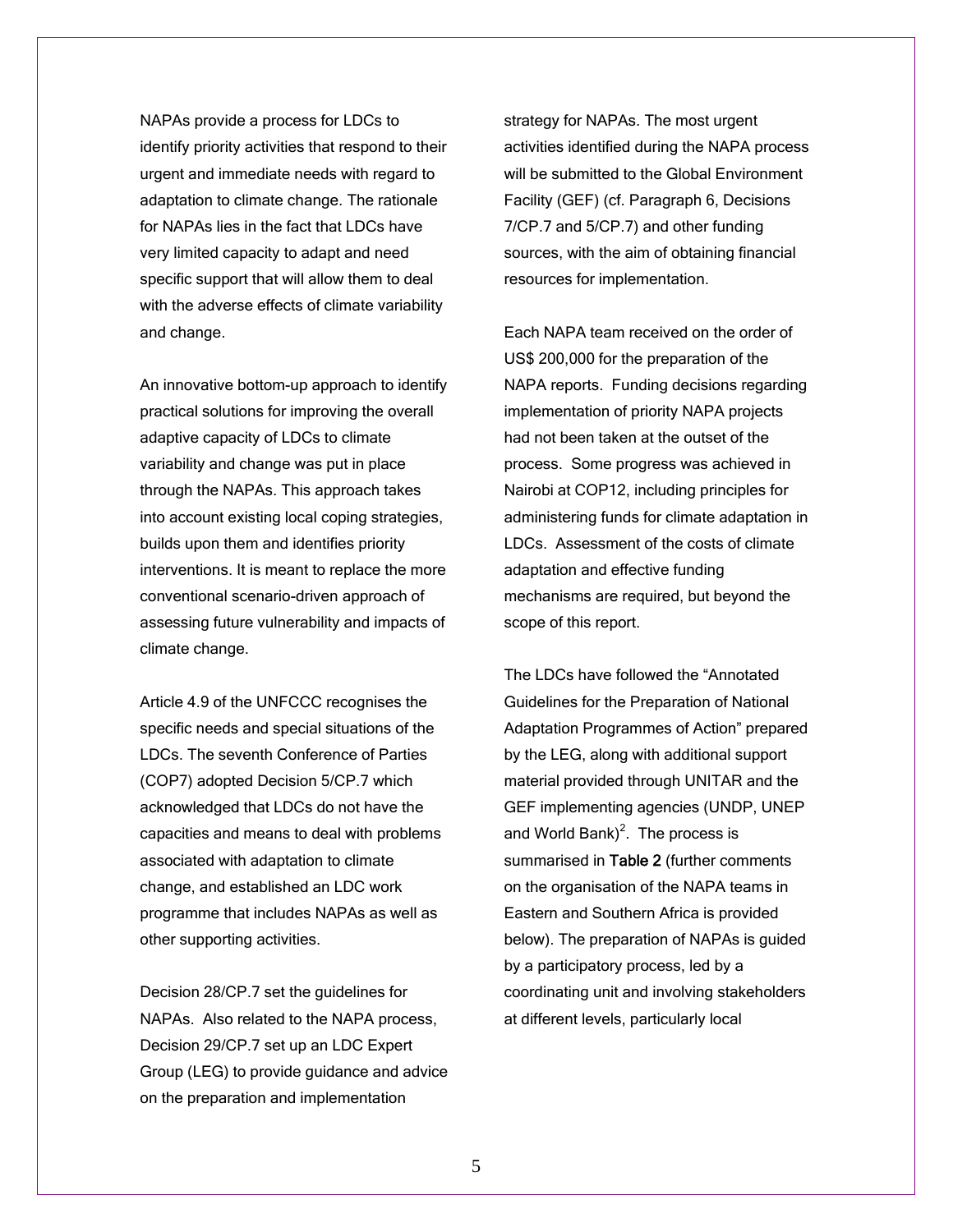NAPAs provide a process for LDCs to identify priority activities that respond to their urgent and immediate needs with regard to adaptation to climate change. The rationale for NAPAs lies in the fact that LDCs have very limited capacity to adapt and need specific support that will allow them to deal with the adverse effects of climate variability and change.

An innovative bottom-up approach to identify practical solutions for improving the overall adaptive capacity of LDCs to climate variability and change was put in place through the NAPAs. This approach takes into account existing local coping strategies, builds upon them and identifies priority interventions. It is meant to replace the more conventional scenario-driven approach of assessing future vulnerability and impacts of climate change.

Article 4.9 of the UNFCCC recognises the specific needs and special situations of the LDCs. The seventh Conference of Parties (COP7) adopted Decision 5/CP.7 which acknowledged that LDCs do not have the capacities and means to deal with problems associated with adaptation to climate change, and established an LDC work programme that includes NAPAs as well as other supporting activities.

Decision 28/CP.7 set the guidelines for NAPAs. Also related to the NAPA process, Decision 29/CP.7 set up an LDC Expert Group (LEG) to provide guidance and advice on the preparation and implementation strategy for NAPAs. The most urgent activities identified during the NAPA process will be submitted to the Global Environment Facility (GEF) (cf. Paragraph 6, Decisions 7/CP.7 and 5/CP.7) and other funding sources, with the aim of obtaining financial resources for implementation.

Each NAPA team received on the order of US$ 200,000 for the preparation of the NAPA reports. Funding decisions regarding implementation of priority NAPA projects had not been taken at the outset of the process. Some progress was achieved in Nairobi at COP12, including principles for administering funds for climate adaptation in LDCs. Assessment of the costs of climate adaptation and effective funding mechanisms are required, but beyond the scope of this report.

The LDCs have followed the "Annotated Guidelines for the Preparation of National Adaptation Programmes of Action" prepared by the LEG, along with additional support material provided through UNITAR and the GEF implementing agencies (UNDP, UNEP and World Bank)[2]. The process is summarised in **Table 2** (further comments on the organisation of the NAPA teams in Eastern and Southern Africa is provided below). The preparation of NAPAs is guided by a participatory process, led by a coordinating unit and involving stakeholders at different levels, particularly local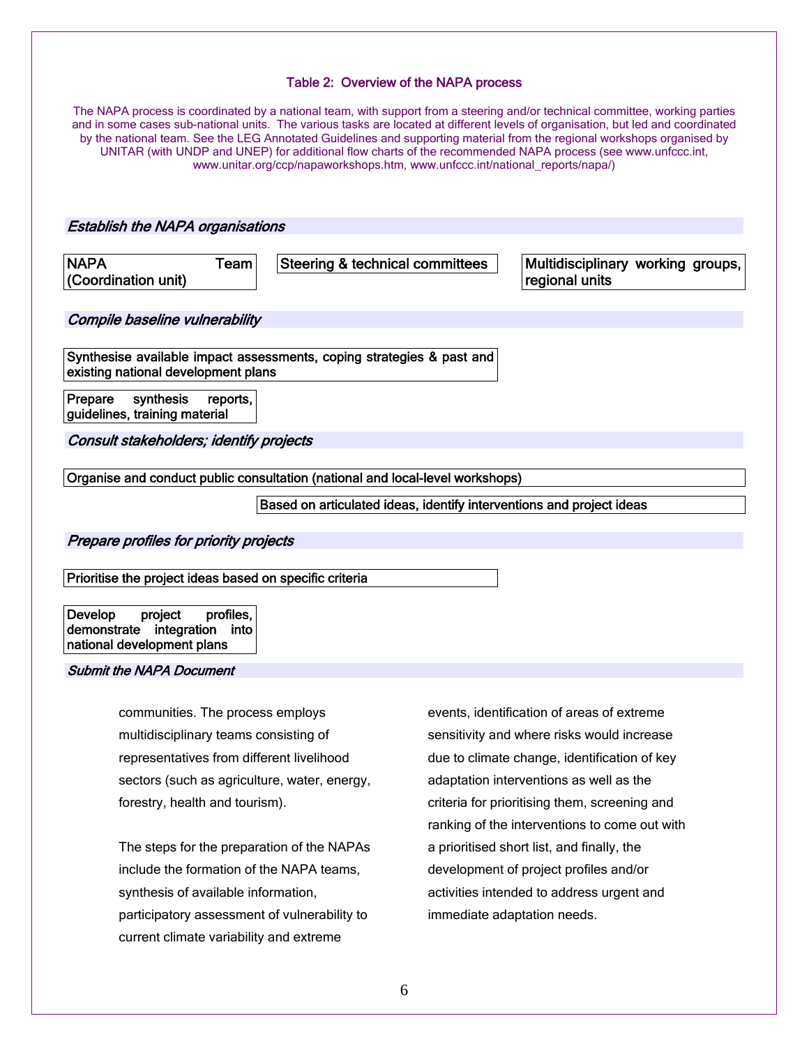### Table 2: Overview of the NAPA process

The NAPA process is coordinated by a national team, with support from a steering and/or technical committee, working parties and in some cases sub-national units. The various tasks are located at different levels of organisation, but led and coordinated by the national team. See the LEG Annotated Guidelines and supporting material from the regional workshops organised by UNITAR (with UNDP and UNEP) for additional flow charts of the recommended NAPA process (see www.unfccc.int, www.unitar.org/ccp/napaworkshops.htm, www.unfccc.int/national_reports/napa/)

*Establish the NAPA organisations*

- NAPA Team (Coordination unit)
- Steering & technical committees
- Multidisciplinary working groups, regional units

*Compile baseline vulnerability*

- Synthesise available impact assessments, coping strategies & past and existing national development plans
- Prepare synthesis reports, guidelines, training material

*Consult stakeholders; identify projects*

- Organise and conduct public consultation (national and local-level workshops)
- Based on articulated ideas, identify interventions and project ideas

*Prepare profiles for priority projects*

- Prioritise the project ideas based on specific criteria
- Develop project profiles, demonstrate integration into national development plans

*Submit the NAPA Document*

communities. The process employs multidisciplinary teams consisting of representatives from different livelihood sectors (such as agriculture, water, energy, forestry, health and tourism).

The steps for the preparation of the NAPAs include the formation of the NAPA teams, synthesis of available information, participatory assessment of vulnerability to current climate variability and extreme events, identification of areas of extreme sensitivity and where risks would increase due to climate change, identification of key adaptation interventions as well as the criteria for prioritising them, screening and ranking of the interventions to come out with a prioritised short list, and finally, the development of project profiles and/or activities intended to address urgent and immediate adaptation needs.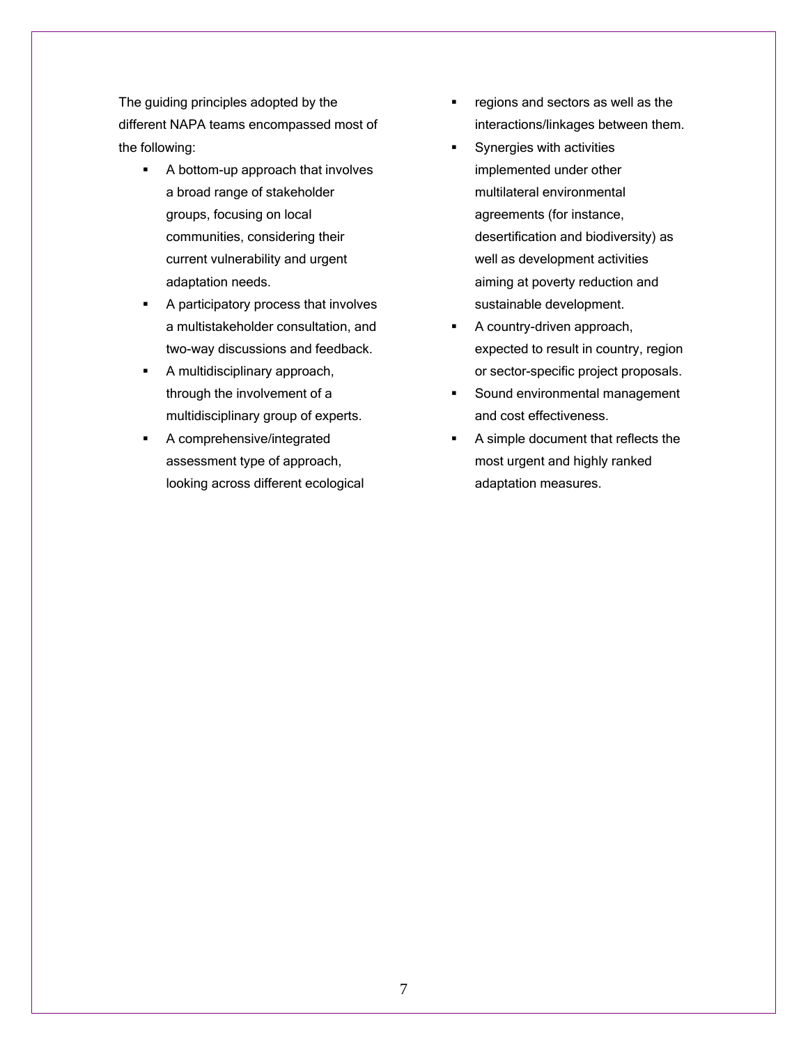The guiding principles adopted by the different NAPA teams encompassed most of the following:

- A bottom-up approach that involves a broad range of stakeholder groups, focusing on local communities, considering their current vulnerability and urgent adaptation needs.
- A participatory process that involves a multistakeholder consultation, and two-way discussions and feedback.
- A multidisciplinary approach, through the involvement of a multidisciplinary group of experts.
- A comprehensive/integrated assessment type of approach, looking across different ecological regions and sectors as well as the interactions/linkages between them.
- Synergies with activities implemented under other multilateral environmental agreements (for instance, desertification and biodiversity) as well as development activities aiming at poverty reduction and sustainable development.
- A country-driven approach, expected to result in country, region or sector-specific project proposals.
- Sound environmental management and cost effectiveness.
- A simple document that reflects the most urgent and highly ranked adaptation measures.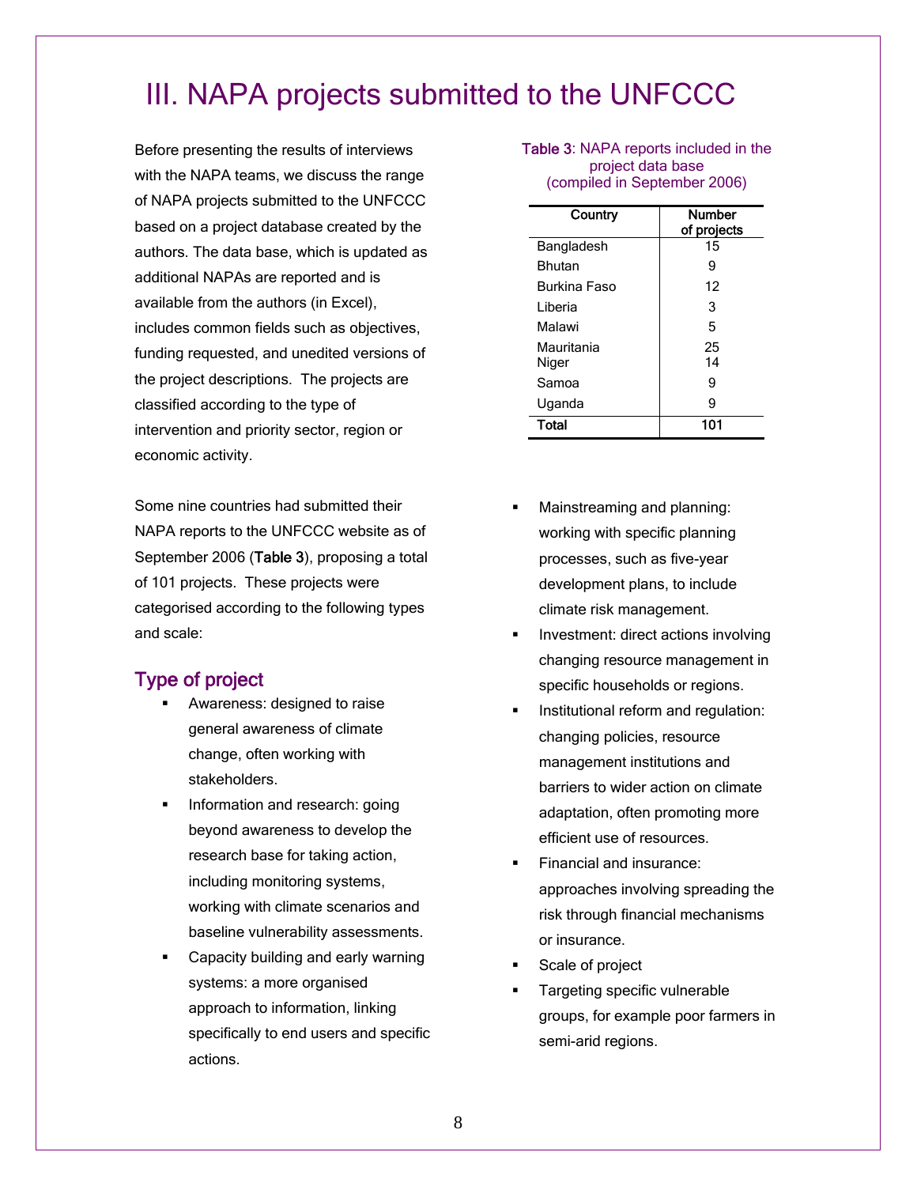# III. NAPA projects submitted to the UNFCCC

Before presenting the results of interviews with the NAPA teams, we discuss the range of NAPA projects submitted to the UNFCCC based on a project database created by the authors. The data base, which is updated as additional NAPAs are reported and is available from the authors (in Excel), includes common fields such as objectives, funding requested, and unedited versions of the project descriptions. The projects are classified according to the type of intervention and priority sector, region or economic activity.

**Table 3**: NAPA reports included in the project data base (compiled in September 2006)

| Country | Number of projects |
|---|---|
| Bangladesh | 15 |
| Bhutan | 9 |
| Burkina Faso | 12 |
| Liberia | 3 |
| Malawi | 5 |
| Mauritania | 25 |
| Niger | 14 |
| Samoa | 9 |
| Uganda | 9 |
| **Total** | **101** |

Some nine countries had submitted their NAPA reports to the UNFCCC website as of September 2006 (Table 3), proposing a total of 101 projects. These projects were categorised according to the following types and scale:

## Type of project

- Awareness: designed to raise general awareness of climate change, often working with stakeholders.
- Information and research: going beyond awareness to develop the research base for taking action, including monitoring systems, working with climate scenarios and baseline vulnerability assessments.
- Capacity building and early warning systems: a more organised approach to information, linking specifically to end users and specific actions.
- Mainstreaming and planning: working with specific planning processes, such as five-year development plans, to include climate risk management.
- Investment: direct actions involving changing resource management in specific households or regions.
- Institutional reform and regulation: changing policies, resource management institutions and barriers to wider action on climate adaptation, often promoting more efficient use of resources.
- Financial and insurance: approaches involving spreading the risk through financial mechanisms or insurance.
- Scale of project
- Targeting specific vulnerable groups, for example poor farmers in semi-arid regions.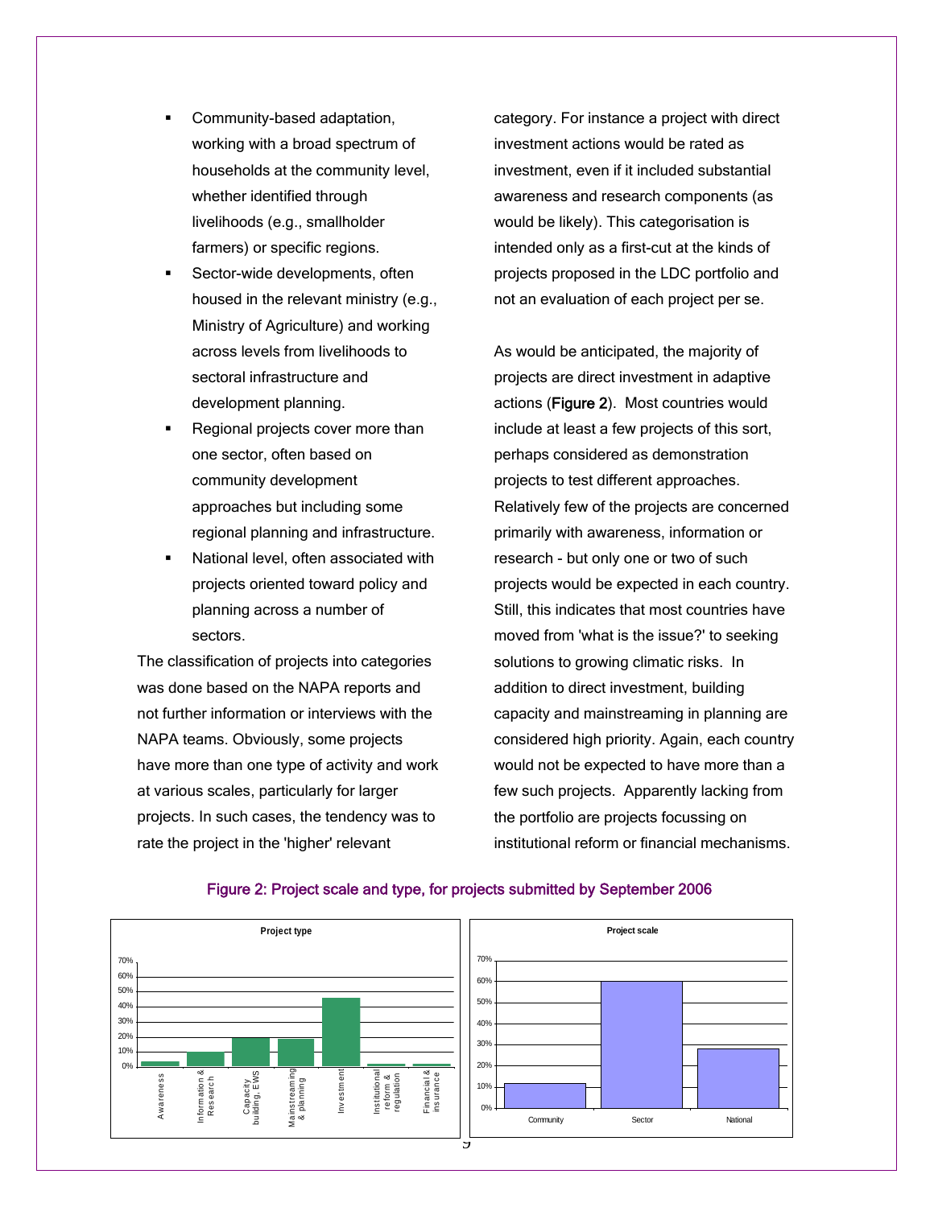- Community-based adaptation, working with a broad spectrum of households at the community level, whether identified through livelihoods (e.g., smallholder farmers) or specific regions.
- Sector-wide developments, often housed in the relevant ministry (e.g., Ministry of Agriculture) and working across levels from livelihoods to sectoral infrastructure and development planning.
- Regional projects cover more than one sector, often based on community development approaches but including some regional planning and infrastructure.
- National level, often associated with projects oriented toward policy and planning across a number of sectors.

The classification of projects into categories was done based on the NAPA reports and not further information or interviews with the NAPA teams. Obviously, some projects have more than one type of activity and work at various scales, particularly for larger projects. In such cases, the tendency was to rate the project in the 'higher' relevant category. For instance a project with direct investment actions would be rated as investment, even if it included substantial awareness and research components (as would be likely). This categorisation is intended only as a first-cut at the kinds of projects proposed in the LDC portfolio and not an evaluation of each project per se.

As would be anticipated, the majority of projects are direct investment in adaptive actions (**Figure 2**). Most countries would include at least a few projects of this sort, perhaps considered as demonstration projects to test different approaches. Relatively few of the projects are concerned primarily with awareness, information or research - but only one or two of such projects would be expected in each country. Still, this indicates that most countries have moved from 'what is the issue?' to seeking solutions to growing climatic risks. In addition to direct investment, building capacity and mainstreaming in planning are considered high priority. Again, each country would not be expected to have more than a few such projects. Apparently lacking from the portfolio are projects focussing on institutional reform or financial mechanisms.

Figure 2: Project scale and type, for projects submitted by September 2006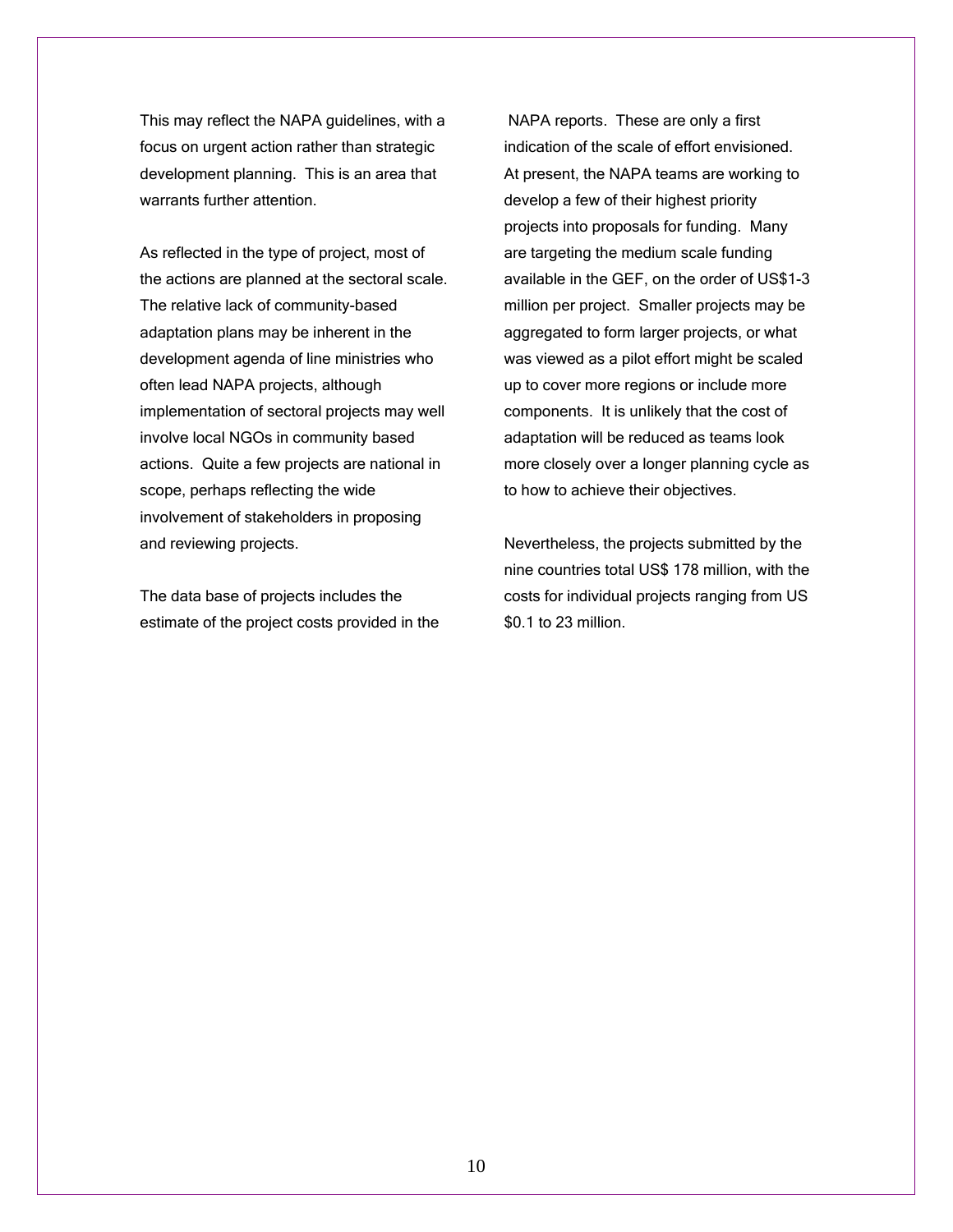This may reflect the NAPA guidelines, with a focus on urgent action rather than strategic development planning. This is an area that warrants further attention.

As reflected in the type of project, most of the actions are planned at the sectoral scale. The relative lack of community-based adaptation plans may be inherent in the development agenda of line ministries who often lead NAPA projects, although implementation of sectoral projects may well involve local NGOs in community based actions. Quite a few projects are national in scope, perhaps reflecting the wide involvement of stakeholders in proposing and reviewing projects.

The data base of projects includes the estimate of the project costs provided in the NAPA reports. These are only a first indication of the scale of effort envisioned. At present, the NAPA teams are working to develop a few of their highest priority projects into proposals for funding. Many are targeting the medium scale funding available in the GEF, on the order of US$1-3 million per project. Smaller projects may be aggregated to form larger projects, or what was viewed as a pilot effort might be scaled up to cover more regions or include more components. It is unlikely that the cost of adaptation will be reduced as teams look more closely over a longer planning cycle as to how to achieve their objectives.

Nevertheless, the projects submitted by the nine countries total US$ 178 million, with the costs for individual projects ranging from US $0.1 to 23 million.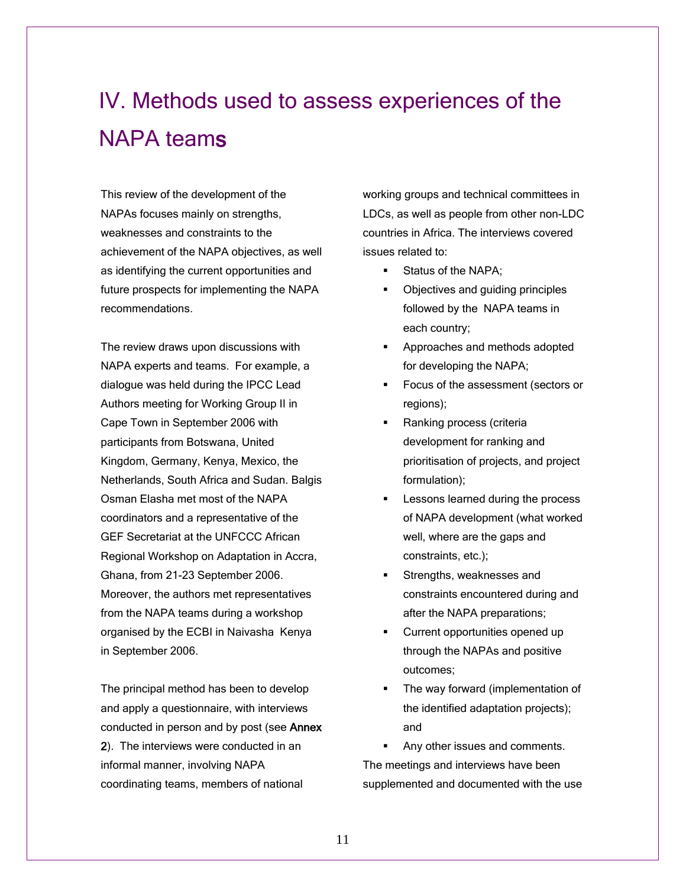# IV. Methods used to assess experiences of the NAPA teams

This review of the development of the NAPAs focuses mainly on strengths, weaknesses and constraints to the achievement of the NAPA objectives, as well as identifying the current opportunities and future prospects for implementing the NAPA recommendations.

The review draws upon discussions with NAPA experts and teams. For example, a dialogue was held during the IPCC Lead Authors meeting for Working Group II in Cape Town in September 2006 with participants from Botswana, United Kingdom, Germany, Kenya, Mexico, the Netherlands, South Africa and Sudan. Balgis Osman Elasha met most of the NAPA coordinators and a representative of the GEF Secretariat at the UNFCCC African Regional Workshop on Adaptation in Accra, Ghana, from 21-23 September 2006. Moreover, the authors met representatives from the NAPA teams during a workshop organised by the ECBI in Naivasha Kenya in September 2006.

The principal method has been to develop and apply a questionnaire, with interviews conducted in person and by post (see **Annex 2**). The interviews were conducted in an informal manner, involving NAPA coordinating teams, members of national working groups and technical committees in LDCs, as well as people from other non-LDC countries in Africa. The interviews covered issues related to:

- Status of the NAPA;
- Objectives and guiding principles followed by the NAPA teams in each country;
- Approaches and methods adopted for developing the NAPA;
- Focus of the assessment (sectors or regions);
- Ranking process (criteria development for ranking and prioritisation of projects, and project formulation);
- Lessons learned during the process of NAPA development (what worked well, where are the gaps and constraints, etc.);
- Strengths, weaknesses and constraints encountered during and after the NAPA preparations;
- Current opportunities opened up through the NAPAs and positive outcomes;
- The way forward (implementation of the identified adaptation projects); and
- Any other issues and comments.

The meetings and interviews have been supplemented and documented with the use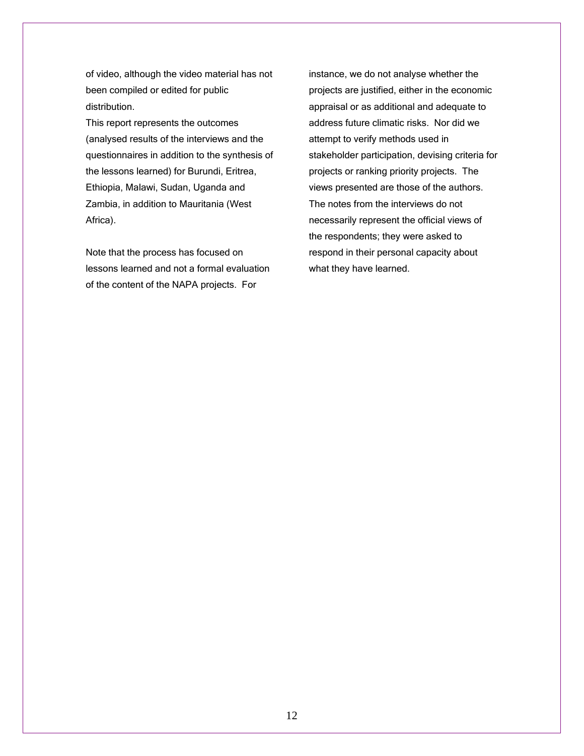of video, although the video material has not been compiled or edited for public distribution.

This report represents the outcomes (analysed results of the interviews and the questionnaires in addition to the synthesis of the lessons learned) for Burundi, Eritrea, Ethiopia, Malawi, Sudan, Uganda and Zambia, in addition to Mauritania (West Africa).

Note that the process has focused on lessons learned and not a formal evaluation of the content of the NAPA projects. For instance, we do not analyse whether the projects are justified, either in the economic appraisal or as additional and adequate to address future climatic risks. Nor did we attempt to verify methods used in stakeholder participation, devising criteria for projects or ranking priority projects. The views presented are those of the authors. The notes from the interviews do not necessarily represent the official views of the respondents; they were asked to respond in their personal capacity about what they have learned.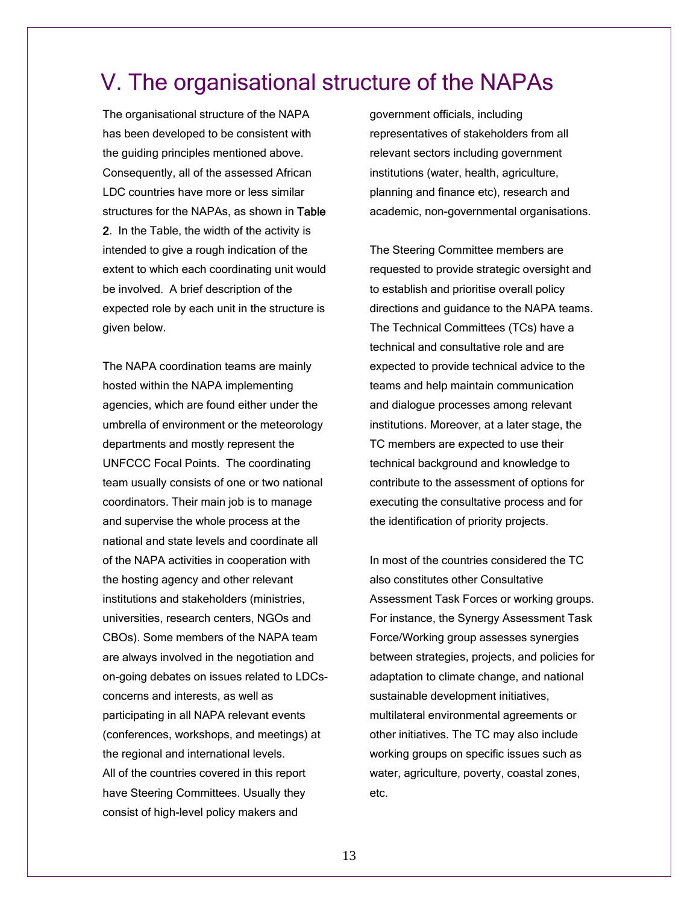# V. The organisational structure of the NAPAs

The organisational structure of the NAPA has been developed to be consistent with the guiding principles mentioned above. Consequently, all of the assessed African LDC countries have more or less similar structures for the NAPAs, as shown in Table 2. In the Table, the width of the activity is intended to give a rough indication of the extent to which each coordinating unit would be involved. A brief description of the expected role by each unit in the structure is given below.

The NAPA coordination teams are mainly hosted within the NAPA implementing agencies, which are found either under the umbrella of environment or the meteorology departments and mostly represent the UNFCCC Focal Points. The coordinating team usually consists of one or two national coordinators. Their main job is to manage and supervise the whole process at the national and state levels and coordinate all of the NAPA activities in cooperation with the hosting agency and other relevant institutions and stakeholders (ministries, universities, research centers, NGOs and CBOs). Some members of the NAPA team are always involved in the negotiation and on-going debates on issues related to LDCs-concerns and interests, as well as participating in all NAPA relevant events (conferences, workshops, and meetings) at the regional and international levels.
All of the countries covered in this report have Steering Committees. Usually they consist of high-level policy makers and government officials, including representatives of stakeholders from all relevant sectors including government institutions (water, health, agriculture, planning and finance etc), research and academic, non-governmental organisations.

The Steering Committee members are requested to provide strategic oversight and to establish and prioritise overall policy directions and guidance to the NAPA teams. The Technical Committees (TCs) have a technical and consultative role and are expected to provide technical advice to the teams and help maintain communication and dialogue processes among relevant institutions. Moreover, at a later stage, the TC members are expected to use their technical background and knowledge to contribute to the assessment of options for executing the consultative process and for the identification of priority projects.

In most of the countries considered the TC also constitutes other Consultative Assessment Task Forces or working groups. For instance, the Synergy Assessment Task Force/Working group assesses synergies between strategies, projects, and policies for adaptation to climate change, and national sustainable development initiatives, multilateral environmental agreements or other initiatives. The TC may also include working groups on specific issues such as water, agriculture, poverty, coastal zones, etc.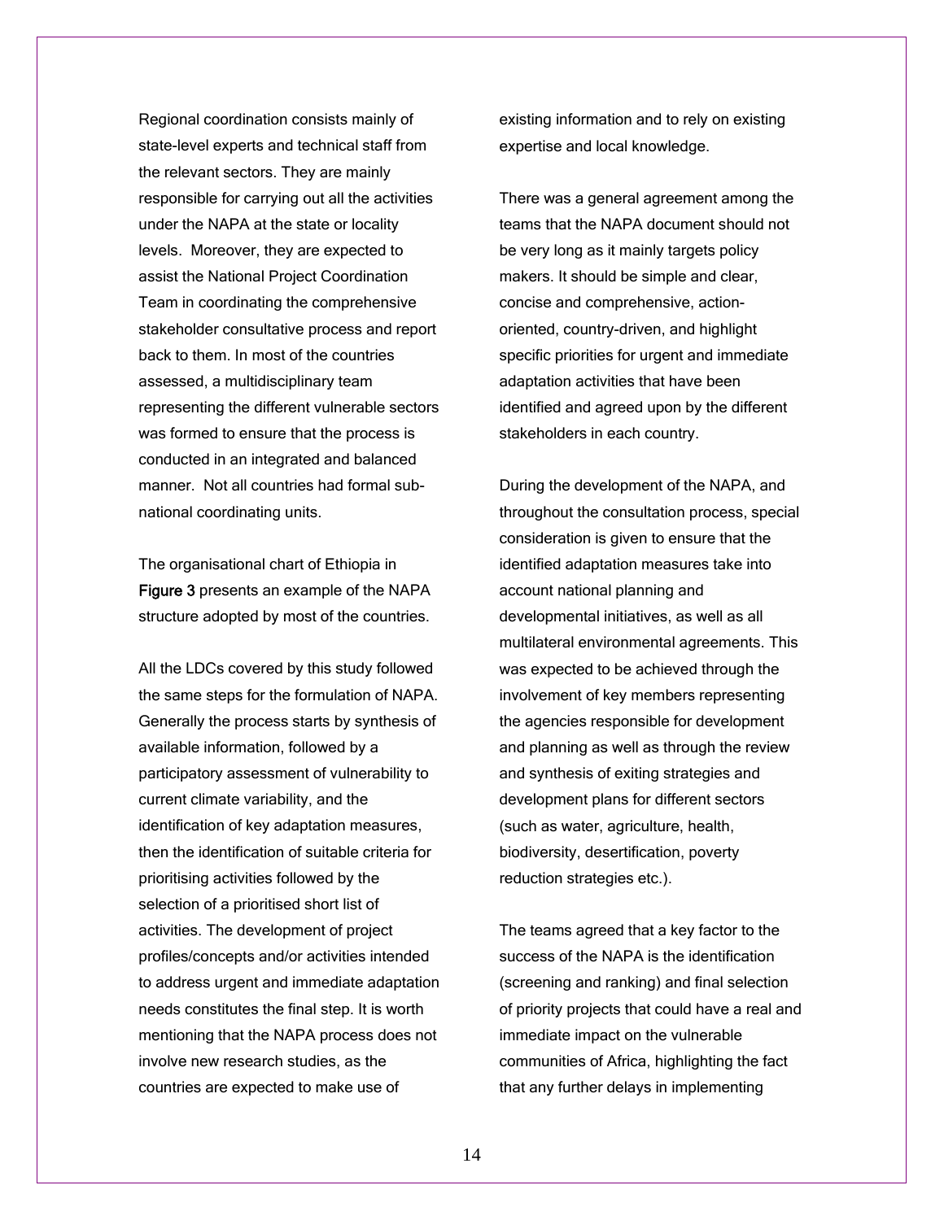Regional coordination consists mainly of state-level experts and technical staff from the relevant sectors. They are mainly responsible for carrying out all the activities under the NAPA at the state or locality levels. Moreover, they are expected to assist the National Project Coordination Team in coordinating the comprehensive stakeholder consultative process and report back to them. In most of the countries assessed, a multidisciplinary team representing the different vulnerable sectors was formed to ensure that the process is conducted in an integrated and balanced manner. Not all countries had formal sub-national coordinating units.

The organisational chart of Ethiopia in **Figure 3** presents an example of the NAPA structure adopted by most of the countries.

All the LDCs covered by this study followed the same steps for the formulation of NAPA. Generally the process starts by synthesis of available information, followed by a participatory assessment of vulnerability to current climate variability, and the identification of key adaptation measures, then the identification of suitable criteria for prioritising activities followed by the selection of a prioritised short list of activities. The development of project profiles/concepts and/or activities intended to address urgent and immediate adaptation needs constitutes the final step. It is worth mentioning that the NAPA process does not involve new research studies, as the countries are expected to make use of existing information and to rely on existing expertise and local knowledge.

There was a general agreement among the teams that the NAPA document should not be very long as it mainly targets policy makers. It should be simple and clear, concise and comprehensive, action-oriented, country-driven, and highlight specific priorities for urgent and immediate adaptation activities that have been identified and agreed upon by the different stakeholders in each country.

During the development of the NAPA, and throughout the consultation process, special consideration is given to ensure that the identified adaptation measures take into account national planning and developmental initiatives, as well as all multilateral environmental agreements. This was expected to be achieved through the involvement of key members representing the agencies responsible for development and planning as well as through the review and synthesis of exiting strategies and development plans for different sectors (such as water, agriculture, health, biodiversity, desertification, poverty reduction strategies etc.).

The teams agreed that a key factor to the success of the NAPA is the identification (screening and ranking) and final selection of priority projects that could have a real and immediate impact on the vulnerable communities of Africa, highlighting the fact that any further delays in implementing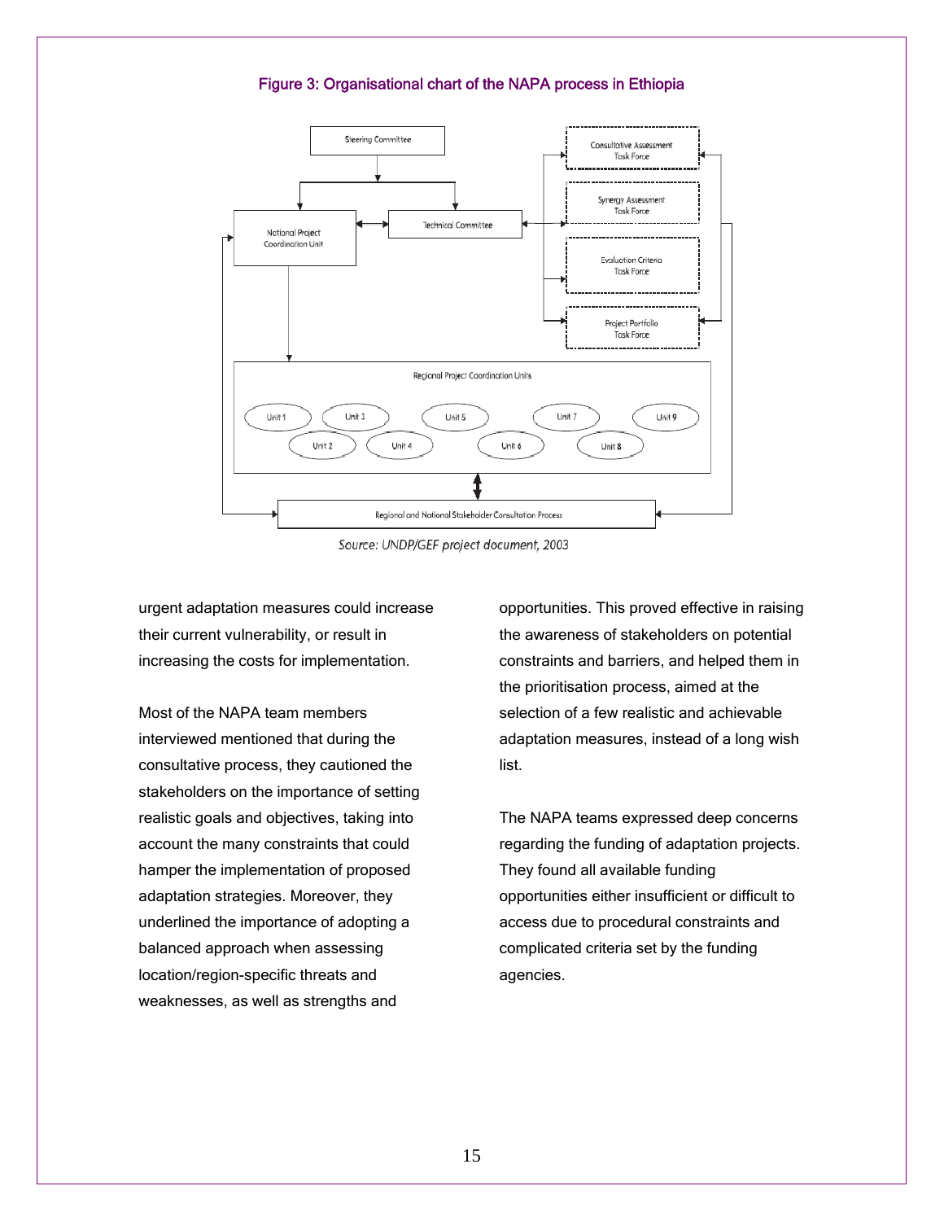**Figure 3: Organisational chart of the NAPA process in Ethiopia**

Steering Committee

National Project Coordination Unit

Technical Committee

Consultative Assessment Task Force

Synergy Assessment Task Force

Evaluation Criteria Task Force

Project Portfolio Task Force

Regional Project Coordination Units

Unit 1, Unit 2, Unit 3, Unit 4, Unit 5, Unit 6, Unit 7, Unit 8, Unit 9

Regional and National Stakeholder Consultation Process

*Source: UNDP/GEF project document, 2003*

urgent adaptation measures could increase their current vulnerability, or result in increasing the costs for implementation.

Most of the NAPA team members interviewed mentioned that during the consultative process, they cautioned the stakeholders on the importance of setting realistic goals and objectives, taking into account the many constraints that could hamper the implementation of proposed adaptation strategies. Moreover, they underlined the importance of adopting a balanced approach when assessing location/region-specific threats and weaknesses, as well as strengths and opportunities. This proved effective in raising the awareness of stakeholders on potential constraints and barriers, and helped them in the prioritisation process, aimed at the selection of a few realistic and achievable adaptation measures, instead of a long wish list.

The NAPA teams expressed deep concerns regarding the funding of adaptation projects. They found all available funding opportunities either insufficient or difficult to access due to procedural constraints and complicated criteria set by the funding agencies.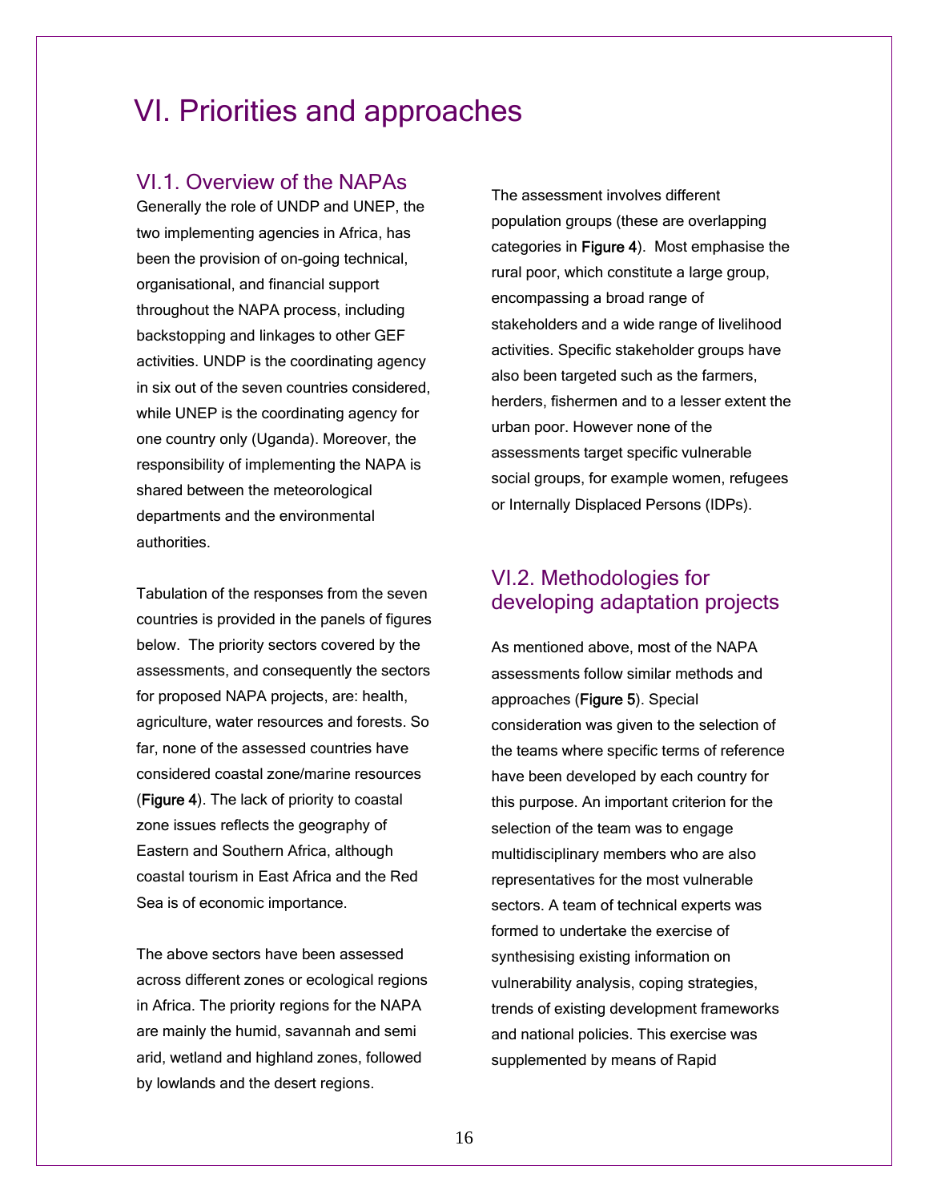# VI. Priorities and approaches

## VI.1. Overview of the NAPAs

Generally the role of UNDP and UNEP, the two implementing agencies in Africa, has been the provision of on-going technical, organisational, and financial support throughout the NAPA process, including backstopping and linkages to other GEF activities. UNDP is the coordinating agency in six out of the seven countries considered, while UNEP is the coordinating agency for one country only (Uganda). Moreover, the responsibility of implementing the NAPA is shared between the meteorological departments and the environmental authorities.

Tabulation of the responses from the seven countries is provided in the panels of figures below. The priority sectors covered by the assessments, and consequently the sectors for proposed NAPA projects, are: health, agriculture, water resources and forests. So far, none of the assessed countries have considered coastal zone/marine resources (**Figure 4**). The lack of priority to coastal zone issues reflects the geography of Eastern and Southern Africa, although coastal tourism in East Africa and the Red Sea is of economic importance.

The above sectors have been assessed across different zones or ecological regions in Africa. The priority regions for the NAPA are mainly the humid, savannah and semi arid, wetland and highland zones, followed by lowlands and the desert regions.

The assessment involves different population groups (these are overlapping categories in **Figure 4**). Most emphasise the rural poor, which constitute a large group, encompassing a broad range of stakeholders and a wide range of livelihood activities. Specific stakeholder groups have also been targeted such as the farmers, herders, fishermen and to a lesser extent the urban poor. However none of the assessments target specific vulnerable social groups, for example women, refugees or Internally Displaced Persons (IDPs).

## VI.2. Methodologies for developing adaptation projects

As mentioned above, most of the NAPA assessments follow similar methods and approaches (**Figure 5**). Special consideration was given to the selection of the teams where specific terms of reference have been developed by each country for this purpose. An important criterion for the selection of the team was to engage multidisciplinary members who are also representatives for the most vulnerable sectors. A team of technical experts was formed to undertake the exercise of synthesising existing information on vulnerability analysis, coping strategies, trends of existing development frameworks and national policies. This exercise was supplemented by means of Rapid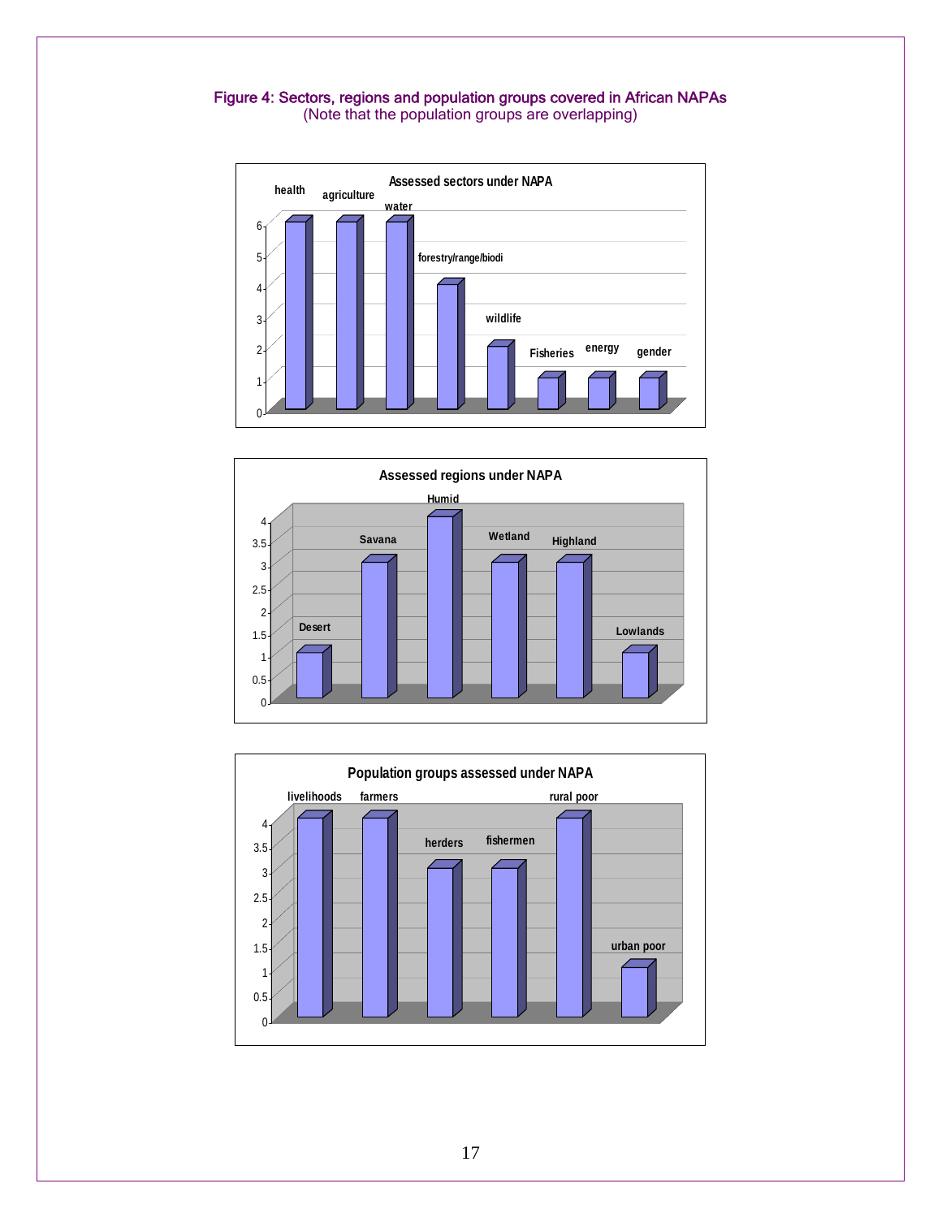Figure 4: Sectors, regions and population groups covered in African NAPAs
(Note that the population groups are overlapping)

**Assessed sectors under NAPA**

| Sector | Value |
|---|---|
| health | 6 |
| agriculture | 6 |
| water | 6 |
| forestry/range/biodi | 4 |
| wildlife | 2 |
| Fisheries | 1 |
| energy | 1 |
| gender | 1 |

**Assessed regions under NAPA**

| Region | Value |
|---|---|
| Desert | 1 |
| Savana | 3 |
| Humid | 4 |
| Wetland | 3 |
| Highland | 3 |
| Lowlands | 1 |

**Population groups assessed under NAPA**

| Population group | Value |
|---|---|
| livelihoods | 4 |
| farmers | 4 |
| herders | 3 |
| fishermen | 3 |
| rural poor | 4 |
| urban poor | 1 |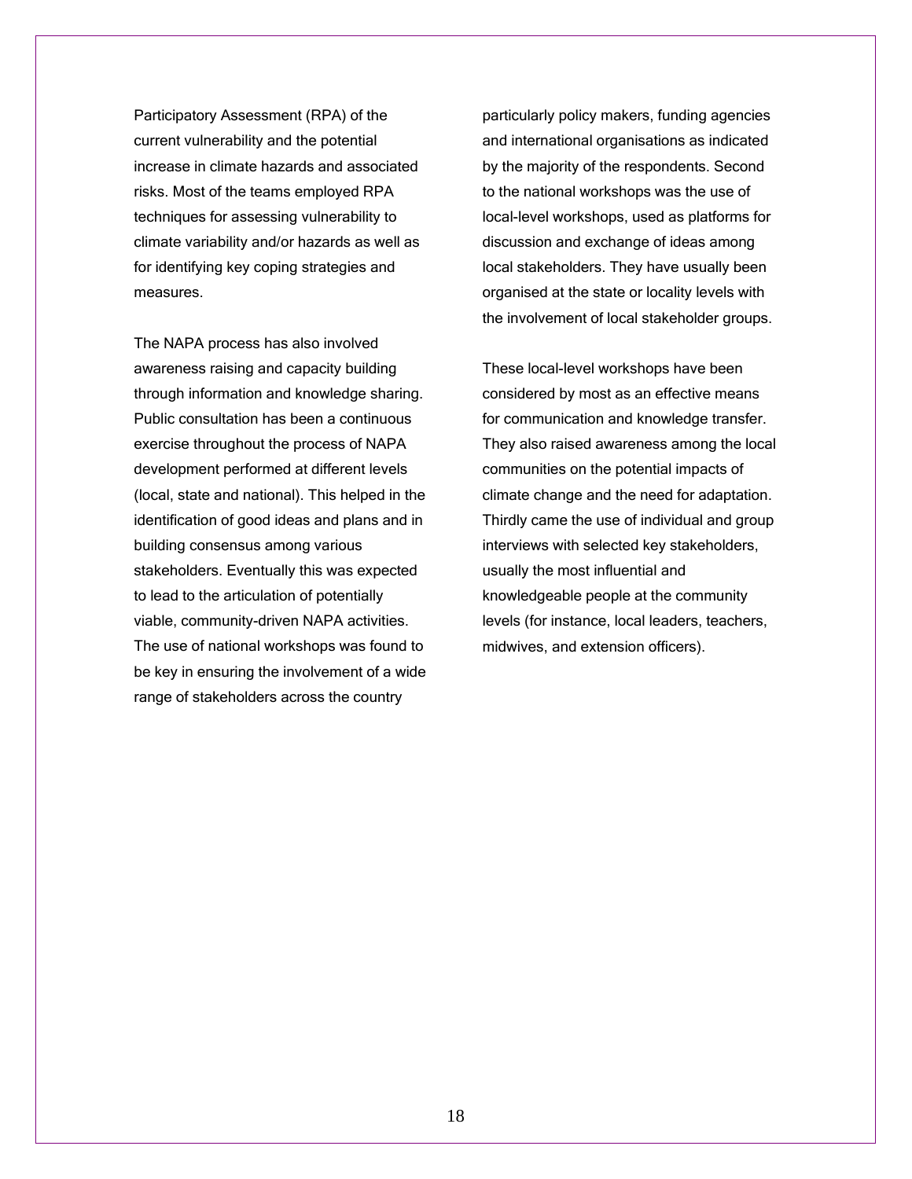Participatory Assessment (RPA) of the current vulnerability and the potential increase in climate hazards and associated risks. Most of the teams employed RPA techniques for assessing vulnerability to climate variability and/or hazards as well as for identifying key coping strategies and measures.

The NAPA process has also involved awareness raising and capacity building through information and knowledge sharing. Public consultation has been a continuous exercise throughout the process of NAPA development performed at different levels (local, state and national). This helped in the identification of good ideas and plans and in building consensus among various stakeholders. Eventually this was expected to lead to the articulation of potentially viable, community-driven NAPA activities. The use of national workshops was found to be key in ensuring the involvement of a wide range of stakeholders across the country particularly policy makers, funding agencies and international organisations as indicated by the majority of the respondents. Second to the national workshops was the use of local-level workshops, used as platforms for discussion and exchange of ideas among local stakeholders. They have usually been organised at the state or locality levels with the involvement of local stakeholder groups.

These local-level workshops have been considered by most as an effective means for communication and knowledge transfer. They also raised awareness among the local communities on the potential impacts of climate change and the need for adaptation. Thirdly came the use of individual and group interviews with selected key stakeholders, usually the most influential and knowledgeable people at the community levels (for instance, local leaders, teachers, midwives, and extension officers).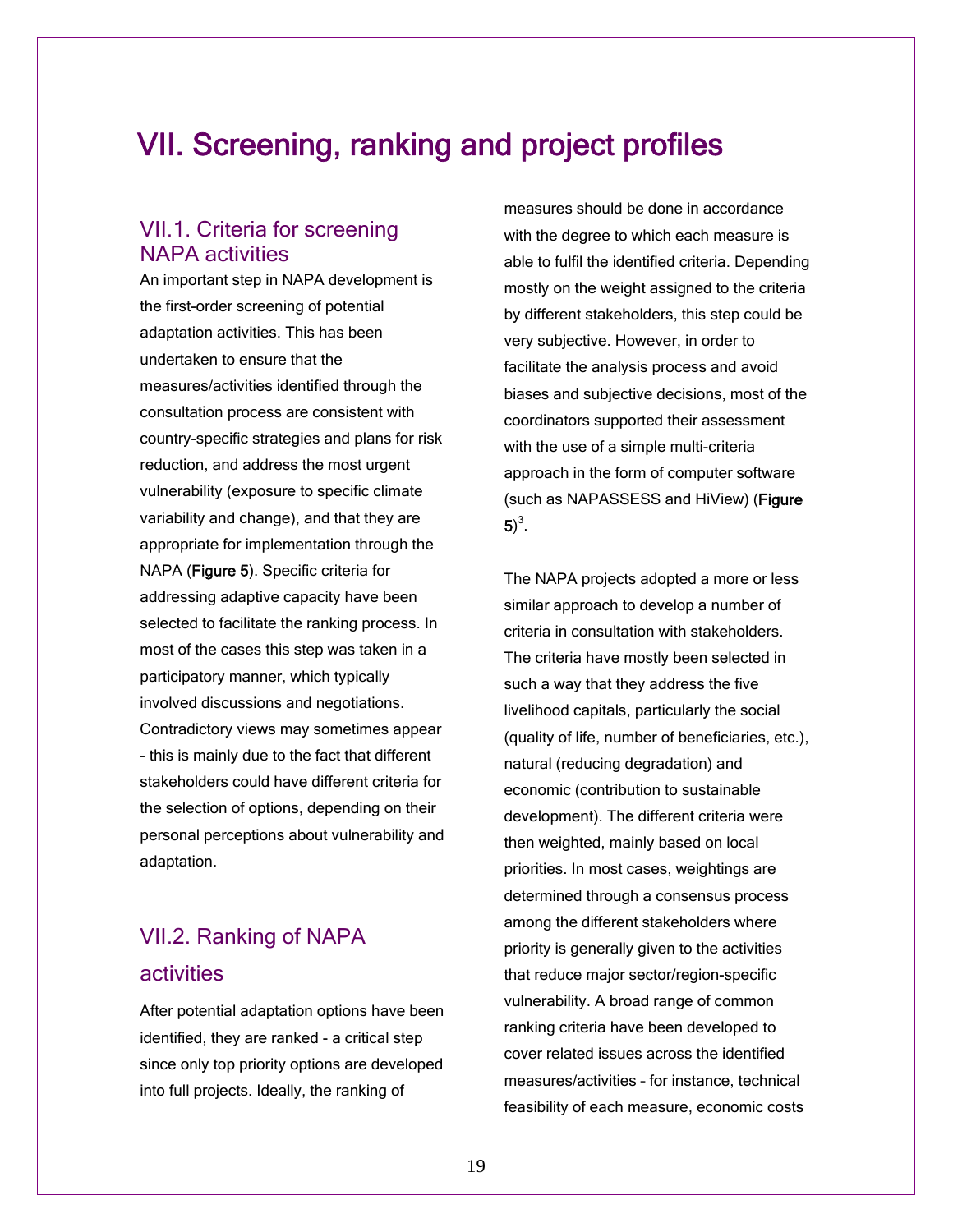# VII. Screening, ranking and project profiles

## VII.1. Criteria for screening NAPA activities

An important step in NAPA development is the first-order screening of potential adaptation activities. This has been undertaken to ensure that the measures/activities identified through the consultation process are consistent with country-specific strategies and plans for risk reduction, and address the most urgent vulnerability (exposure to specific climate variability and change), and that they are appropriate for implementation through the NAPA (**Figure 5**). Specific criteria for addressing adaptive capacity have been selected to facilitate the ranking process. In most of the cases this step was taken in a participatory manner, which typically involved discussions and negotiations. Contradictory views may sometimes appear - this is mainly due to the fact that different stakeholders could have different criteria for the selection of options, depending on their personal perceptions about vulnerability and adaptation.

## VII.2. Ranking of NAPA activities

After potential adaptation options have been identified, they are ranked - a critical step since only top priority options are developed into full projects. Ideally, the ranking of measures should be done in accordance with the degree to which each measure is able to fulfil the identified criteria. Depending mostly on the weight assigned to the criteria by different stakeholders, this step could be very subjective. However, in order to facilitate the analysis process and avoid biases and subjective decisions, most of the coordinators supported their assessment with the use of a simple multi-criteria approach in the form of computer software (such as NAPASSESS and HiView) (**Figure 5**)[3].

The NAPA projects adopted a more or less similar approach to develop a number of criteria in consultation with stakeholders. The criteria have mostly been selected in such a way that they address the five livelihood capitals, particularly the social (quality of life, number of beneficiaries, etc.), natural (reducing degradation) and economic (contribution to sustainable development). The different criteria were then weighted, mainly based on local priorities. In most cases, weightings are determined through a consensus process among the different stakeholders where priority is generally given to the activities that reduce major sector/region-specific vulnerability. A broad range of common ranking criteria have been developed to cover related issues across the identified measures/activities – for instance, technical feasibility of each measure, economic costs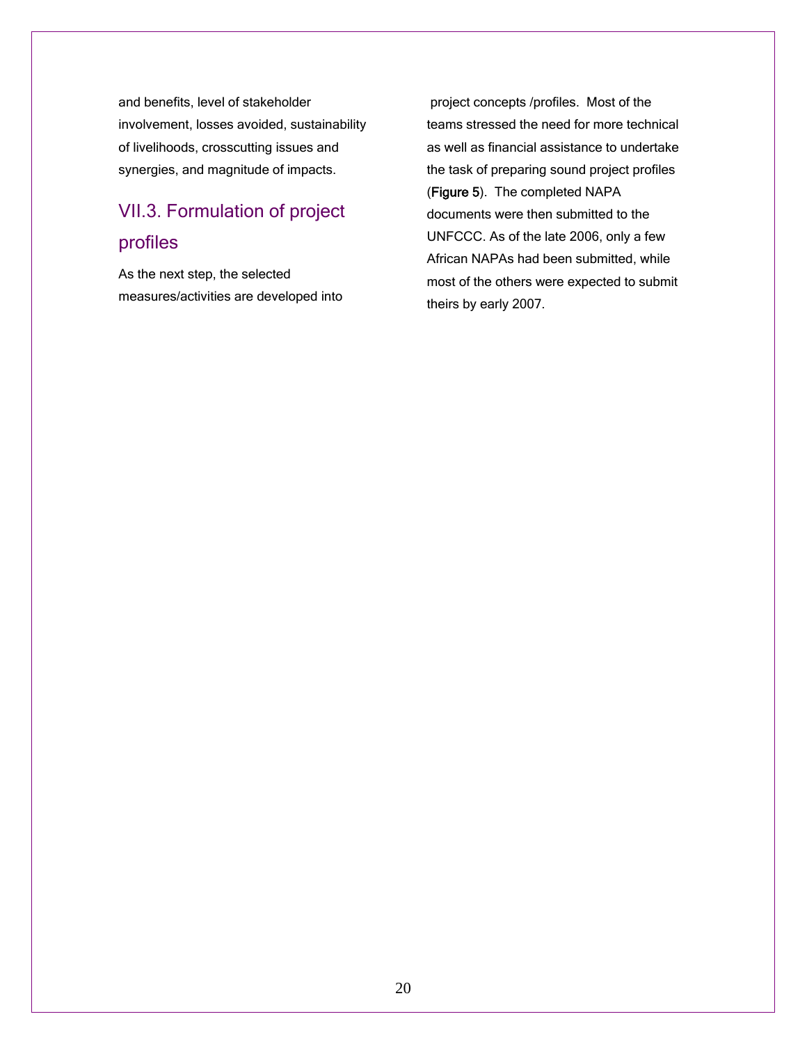and benefits, level of stakeholder involvement, losses avoided, sustainability of livelihoods, crosscutting issues and synergies, and magnitude of impacts.

## VII.3. Formulation of project profiles

As the next step, the selected measures/activities are developed into project concepts /profiles. Most of the teams stressed the need for more technical as well as financial assistance to undertake the task of preparing sound project profiles (**Figure 5**). The completed NAPA documents were then submitted to the UNFCCC. As of the late 2006, only a few African NAPAs had been submitted, while most of the others were expected to submit theirs by early 2007.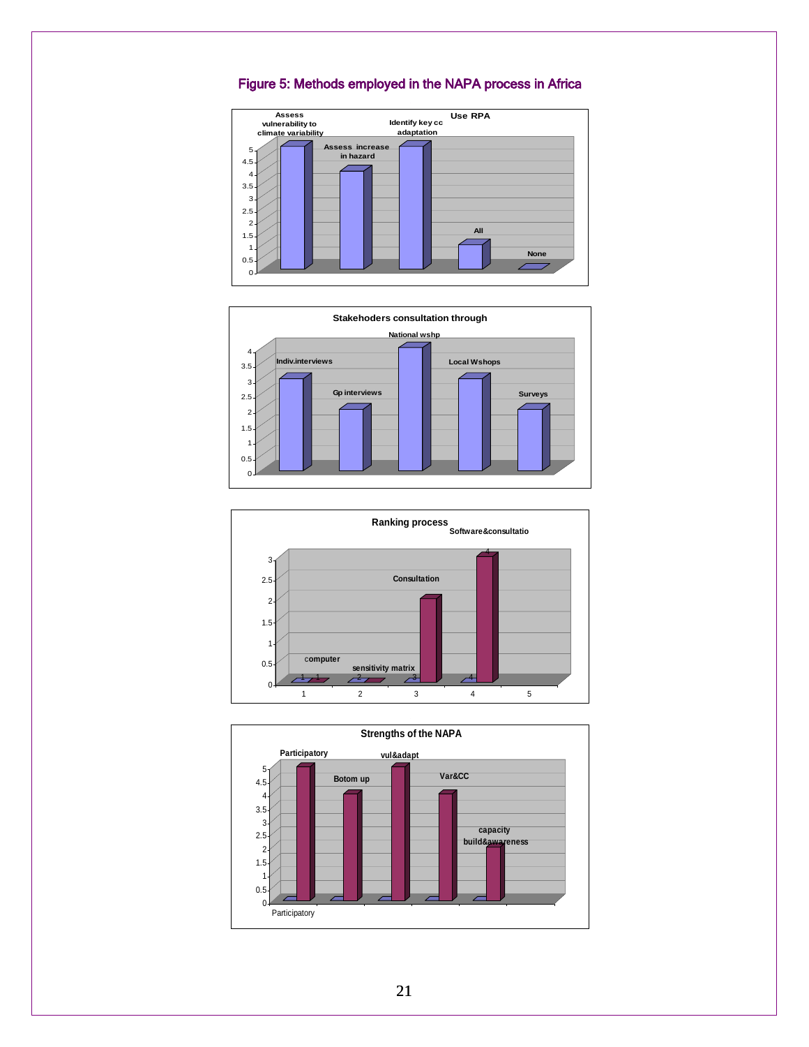Figure 5: Methods employed in the NAPA process in Africa

Use RPA

Stakehoders consultation through

Ranking process

Strengths of the NAPA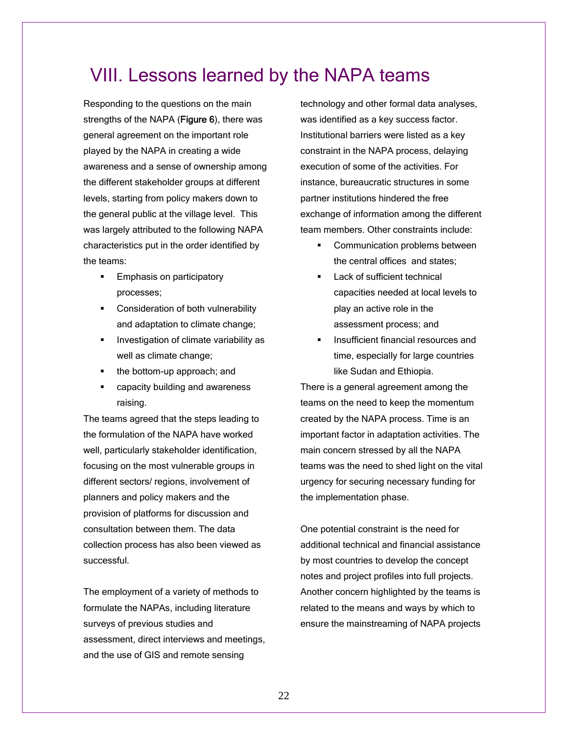# VIII. Lessons learned by the NAPA teams

Responding to the questions on the main strengths of the NAPA (**Figure 6**), there was general agreement on the important role played by the NAPA in creating a wide awareness and a sense of ownership among the different stakeholder groups at different levels, starting from policy makers down to the general public at the village level. This was largely attributed to the following NAPA characteristics put in the order identified by the teams:

- Emphasis on participatory processes;
- Consideration of both vulnerability and adaptation to climate change;
- Investigation of climate variability as well as climate change;
- the bottom-up approach; and
- capacity building and awareness raising.

The teams agreed that the steps leading to the formulation of the NAPA have worked well, particularly stakeholder identification, focusing on the most vulnerable groups in different sectors/ regions, involvement of planners and policy makers and the provision of platforms for discussion and consultation between them. The data collection process has also been viewed as successful.

The employment of a variety of methods to formulate the NAPAs, including literature surveys of previous studies and assessment, direct interviews and meetings, and the use of GIS and remote sensing technology and other formal data analyses, was identified as a key success factor. Institutional barriers were listed as a key constraint in the NAPA process, delaying execution of some of the activities. For instance, bureaucratic structures in some partner institutions hindered the free exchange of information among the different team members. Other constraints include:

- Communication problems between the central offices and states;
- Lack of sufficient technical capacities needed at local levels to play an active role in the assessment process; and
- Insufficient financial resources and time, especially for large countries like Sudan and Ethiopia.

There is a general agreement among the teams on the need to keep the momentum created by the NAPA process. Time is an important factor in adaptation activities. The main concern stressed by all the NAPA teams was the need to shed light on the vital urgency for securing necessary funding for the implementation phase.

One potential constraint is the need for additional technical and financial assistance by most countries to develop the concept notes and project profiles into full projects. Another concern highlighted by the teams is related to the means and ways by which to ensure the mainstreaming of NAPA projects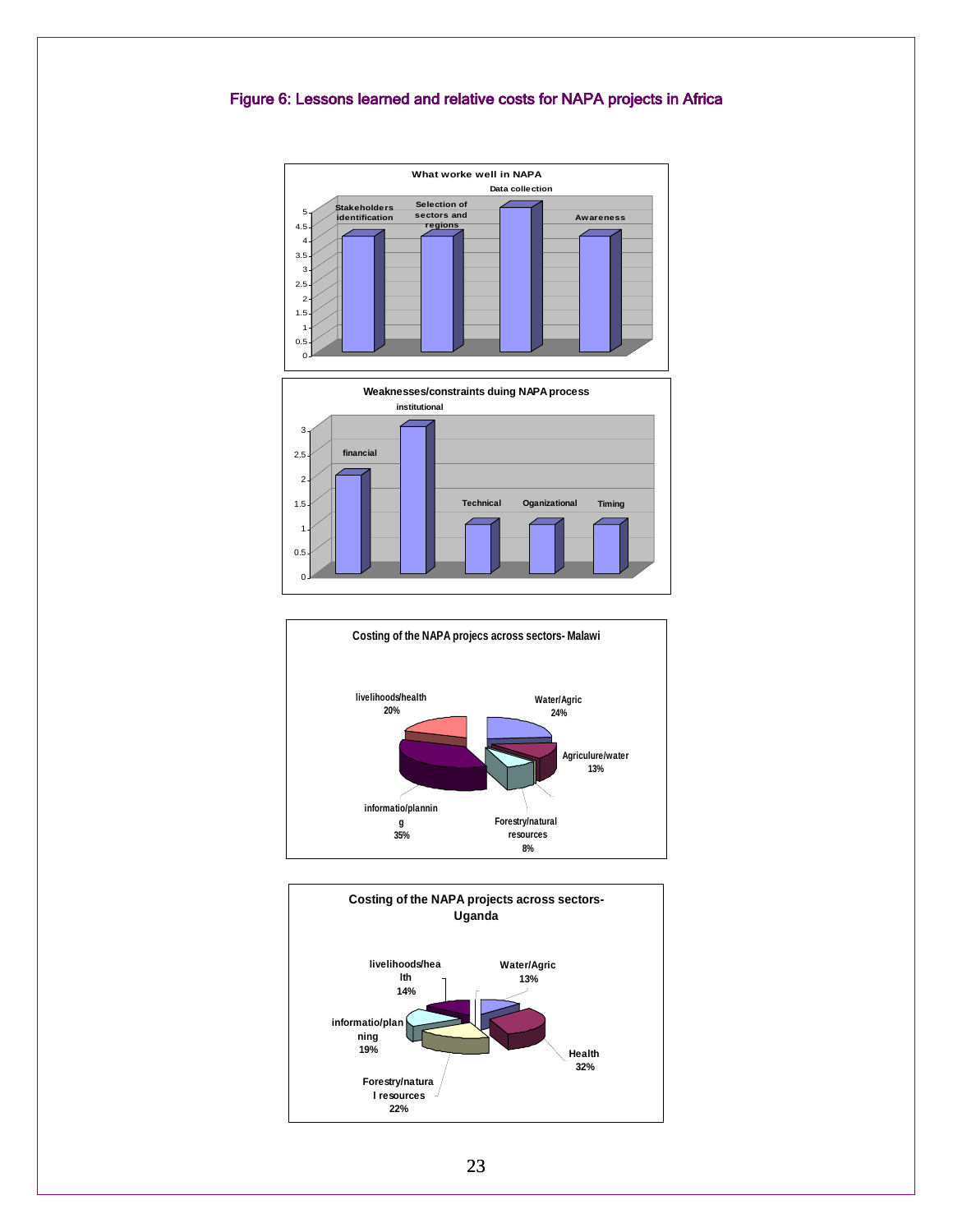# Figure 6: Lessons learned and relative costs for NAPA projects in Africa

**What worke well in NAPA**

| Item | Value |
|---|---|
| Stakeholders identification | 4 |
| Selection of sectors and regions | 4 |
| Data collection | 5 |
| Awareness | 4 |

**Weaknesses/constraints duing NAPA process**

| Item | Value |
|---|---|
| financial | 2 |
| institutional | 3 |
| Technical | 1 |
| Oganizational | 1 |
| Timing | 1 |

**Costing of the NAPA projecs across sectors- Malawi**

| Sector | Share |
|---|---|
| Water/Agric | 24% |
| Agriculure/water | 13% |
| Forestry/natural resources | 8% |
| informatio/planning | 35% |
| livelihoods/health | 20% |

**Costing of the NAPA projects across sectors- Uganda**

| Sector | Share |
|---|---|
| Water/Agric | 13% |
| Health | 32% |
| Forestry/natural resources | 22% |
| informatio/planning | 19% |
| livelihoods/health | 14% |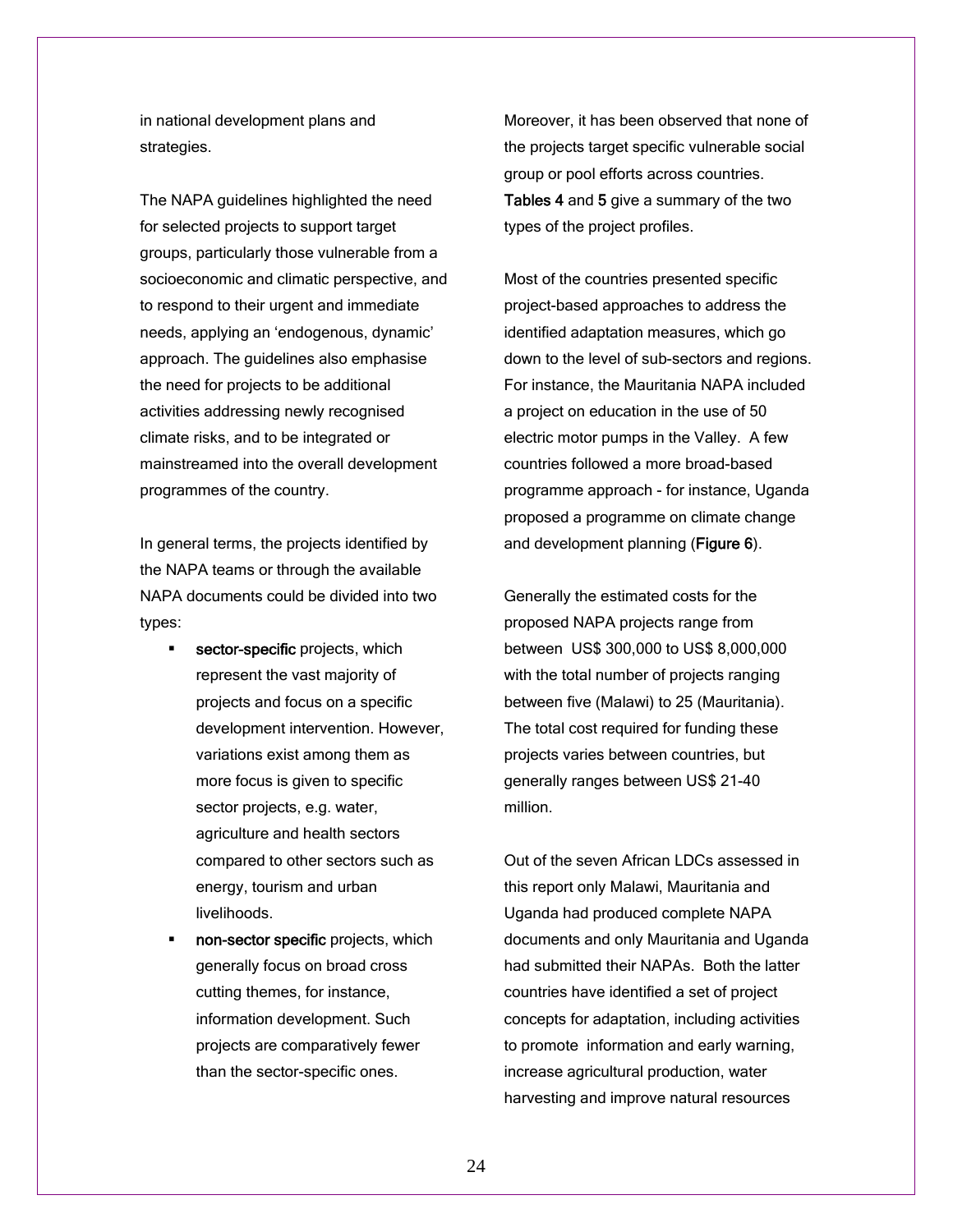in national development plans and strategies.

The NAPA guidelines highlighted the need for selected projects to support target groups, particularly those vulnerable from a socioeconomic and climatic perspective, and to respond to their urgent and immediate needs, applying an 'endogenous, dynamic' approach. The guidelines also emphasise the need for projects to be additional activities addressing newly recognised climate risks, and to be integrated or mainstreamed into the overall development programmes of the country.

In general terms, the projects identified by the NAPA teams or through the available NAPA documents could be divided into two types:

- **sector-specific** projects, which represent the vast majority of projects and focus on a specific development intervention. However, variations exist among them as more focus is given to specific sector projects, e.g. water, agriculture and health sectors compared to other sectors such as energy, tourism and urban livelihoods.
- **non-sector specific** projects, which generally focus on broad cross cutting themes, for instance, information development. Such projects are comparatively fewer than the sector-specific ones.

Moreover, it has been observed that none of the projects target specific vulnerable social group or pool efforts across countries. **Tables 4** and **5** give a summary of the two types of the project profiles.

Most of the countries presented specific project-based approaches to address the identified adaptation measures, which go down to the level of sub-sectors and regions. For instance, the Mauritania NAPA included a project on education in the use of 50 electric motor pumps in the Valley. A few countries followed a more broad-based programme approach - for instance, Uganda proposed a programme on climate change and development planning (**Figure 6**).

Generally the estimated costs for the proposed NAPA projects range from between US$ 300,000 to US$ 8,000,000 with the total number of projects ranging between five (Malawi) to 25 (Mauritania). The total cost required for funding these projects varies between countries, but generally ranges between US$ 21-40 million.

Out of the seven African LDCs assessed in this report only Malawi, Mauritania and Uganda had produced complete NAPA documents and only Mauritania and Uganda had submitted their NAPAs. Both the latter countries have identified a set of project concepts for adaptation, including activities to promote information and early warning, increase agricultural production, water harvesting and improve natural resources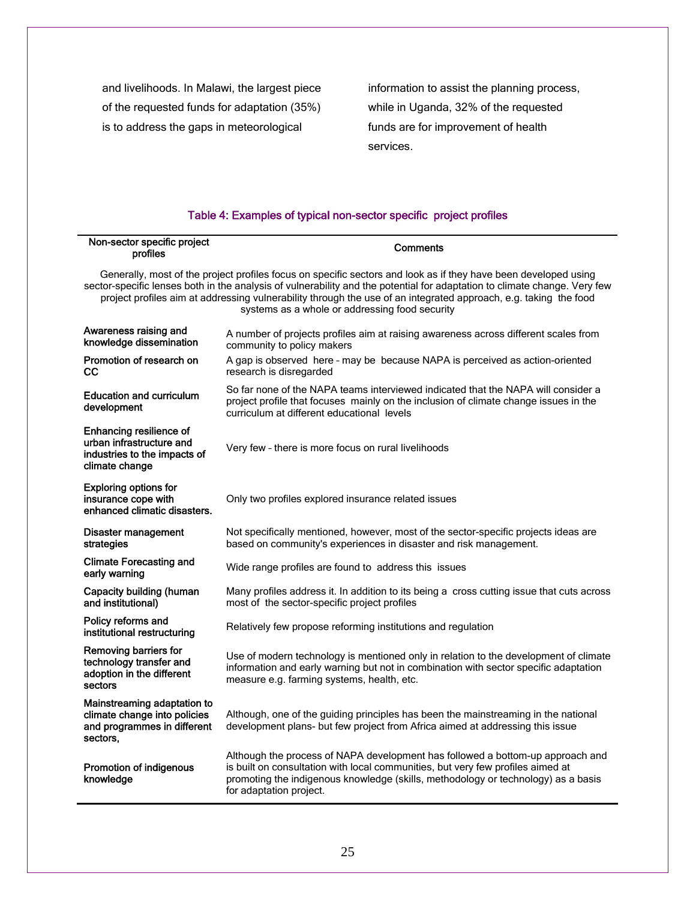and livelihoods. In Malawi, the largest piece of the requested funds for adaptation (35%) is to address the gaps in meteorological information to assist the planning process, while in Uganda, 32% of the requested funds are for improvement of health services.

### Table 4: Examples of typical non-sector specific project profiles

| Non-sector specific project profiles | Comments |
|---|---|
| Generally, most of the project profiles focus on specific sectors and look as if they have been developed using sector-specific lenses both in the analysis of vulnerability and the potential for adaptation to climate change. Very few project profiles aim at addressing vulnerability through the use of an integrated approach, e.g. taking the food systems as a whole or addressing food security | |
| Awareness raising and knowledge dissemination | A number of projects profiles aim at raising awareness across different scales from community to policy makers |
| Promotion of research on CC | A gap is observed here – may be because NAPA is perceived as action-oriented research is disregarded |
| Education and curriculum development | So far none of the NAPA teams interviewed indicated that the NAPA will consider a project profile that focuses mainly on the inclusion of climate change issues in the curriculum at different educational levels |
| Enhancing resilience of urban infrastructure and industries to the impacts of climate change | Very few – there is more focus on rural livelihoods |
| Exploring options for insurance cope with enhanced climatic disasters. | Only two profiles explored insurance related issues |
| Disaster management strategies | Not specifically mentioned, however, most of the sector-specific projects ideas are based on community's experiences in disaster and risk management. |
| Climate Forecasting and early warning | Wide range profiles are found to address this issues |
| Capacity building (human and institutional) | Many profiles address it. In addition to its being a cross cutting issue that cuts across most of the sector-specific project profiles |
| Policy reforms and institutional restructuring | Relatively few propose reforming institutions and regulation |
| Removing barriers for technology transfer and adoption in the different sectors | Use of modern technology is mentioned only in relation to the development of climate information and early warning but not in combination with sector specific adaptation measure e.g. farming systems, health, etc. |
| Mainstreaming adaptation to climate change into policies and programmes in different sectors, | Although, one of the guiding principles has been the mainstreaming in the national development plans- but few project from Africa aimed at addressing this issue |
| Promotion of indigenous knowledge | Although the process of NAPA development has followed a bottom-up approach and is built on consultation with local communities, but very few profiles aimed at promoting the indigenous knowledge (skills, methodology or technology) as a basis for adaptation project. |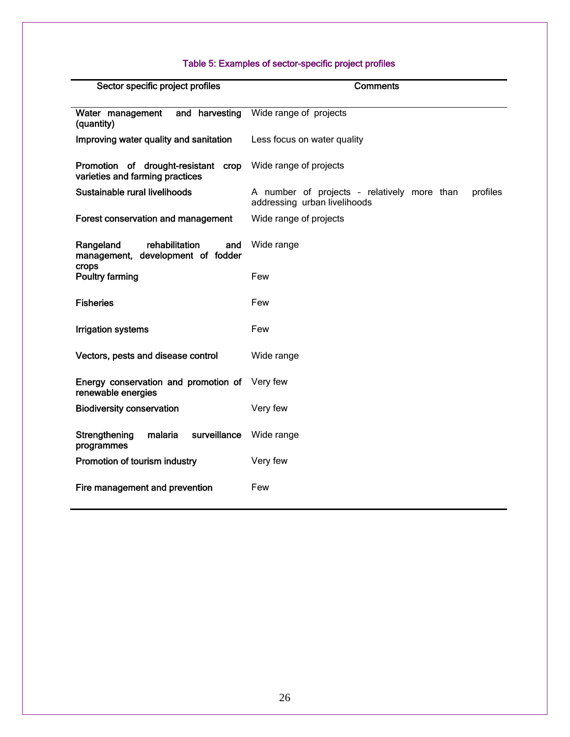Table 5: Examples of sector-specific project profiles

| Sector specific project profiles | Comments |
|---|---|
| Water management and harvesting (quantity) | Wide range of projects |
| Improving water quality and sanitation | Less focus on water quality |
| Promotion of drought-resistant crop varieties and farming practices | Wide range of projects |
| Sustainable rural livelihoods | A number of projects - relatively more than profiles addressing urban livelihoods |
| Forest conservation and management | Wide range of projects |
| Rangeland rehabilitation and management, development of fodder crops | Wide range |
| Poultry farming | Few |
| Fisheries | Few |
| Irrigation systems | Few |
| Vectors, pests and disease control | Wide range |
| Energy conservation and promotion of renewable energies | Very few |
| Biodiversity conservation | Very few |
| Strengthening malaria surveillance programmes | Wide range |
| Promotion of tourism industry | Very few |
| Fire management and prevention | Few |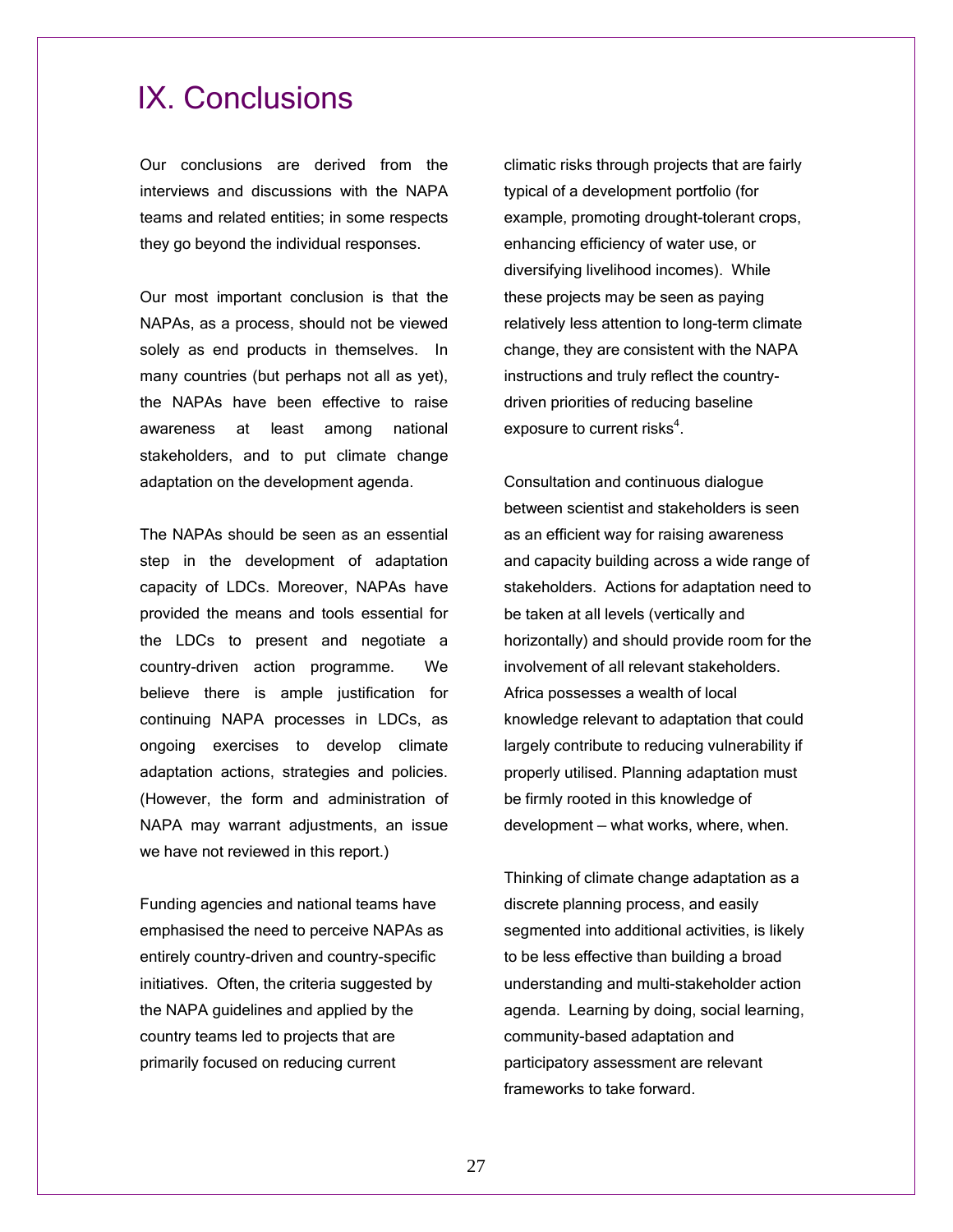# IX. Conclusions

Our conclusions are derived from the interviews and discussions with the NAPA teams and related entities; in some respects they go beyond the individual responses.

Our most important conclusion is that the NAPAs, as a process, should not be viewed solely as end products in themselves. In many countries (but perhaps not all as yet), the NAPAs have been effective to raise awareness at least among national stakeholders, and to put climate change adaptation on the development agenda.

The NAPAs should be seen as an essential step in the development of adaptation capacity of LDCs. Moreover, NAPAs have provided the means and tools essential for the LDCs to present and negotiate a country-driven action programme. We believe there is ample justification for continuing NAPA processes in LDCs, as ongoing exercises to develop climate adaptation actions, strategies and policies. (However, the form and administration of NAPA may warrant adjustments, an issue we have not reviewed in this report.)

Funding agencies and national teams have emphasised the need to perceive NAPAs as entirely country-driven and country-specific initiatives. Often, the criteria suggested by the NAPA guidelines and applied by the country teams led to projects that are primarily focused on reducing current climatic risks through projects that are fairly typical of a development portfolio (for example, promoting drought-tolerant crops, enhancing efficiency of water use, or diversifying livelihood incomes). While these projects may be seen as paying relatively less attention to long-term climate change, they are consistent with the NAPA instructions and truly reflect the country-driven priorities of reducing baseline exposure to current risks[4].

Consultation and continuous dialogue between scientist and stakeholders is seen as an efficient way for raising awareness and capacity building across a wide range of stakeholders. Actions for adaptation need to be taken at all levels (vertically and horizontally) and should provide room for the involvement of all relevant stakeholders. Africa possesses a wealth of local knowledge relevant to adaptation that could largely contribute to reducing vulnerability if properly utilised. Planning adaptation must be firmly rooted in this knowledge of development – what works, where, when.

Thinking of climate change adaptation as a discrete planning process, and easily segmented into additional activities, is likely to be less effective than building a broad understanding and multi-stakeholder action agenda. Learning by doing, social learning, community-based adaptation and participatory assessment are relevant frameworks to take forward.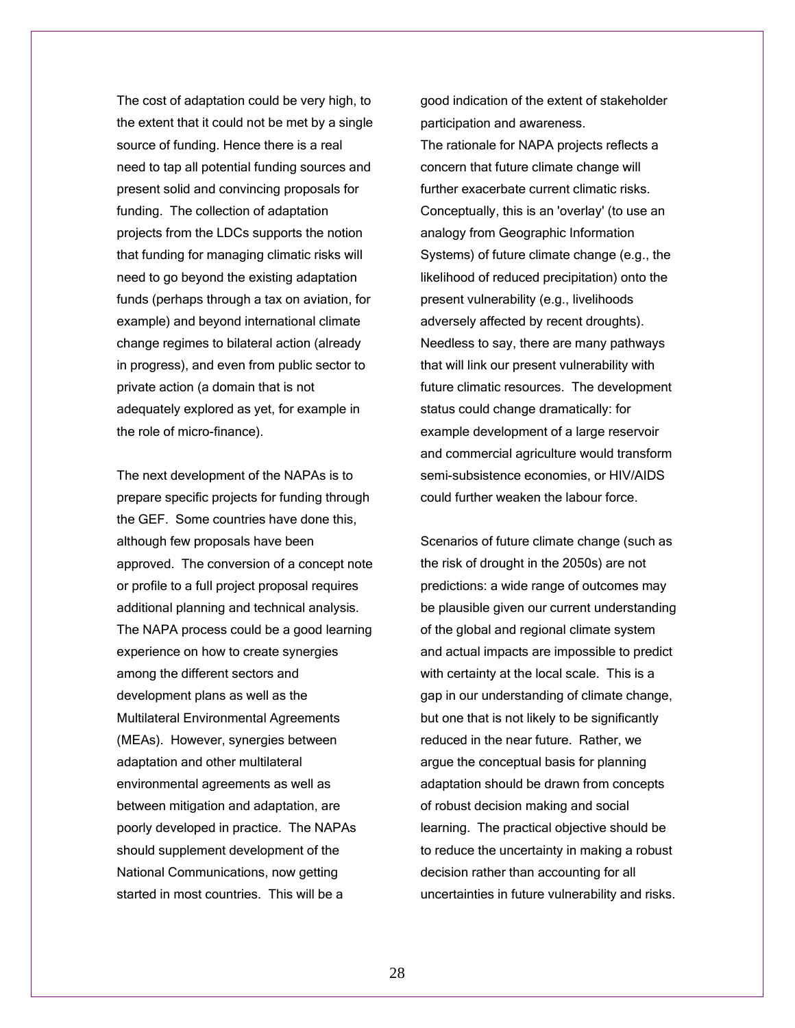The cost of adaptation could be very high, to the extent that it could not be met by a single source of funding. Hence there is a real need to tap all potential funding sources and present solid and convincing proposals for funding. The collection of adaptation projects from the LDCs supports the notion that funding for managing climatic risks will need to go beyond the existing adaptation funds (perhaps through a tax on aviation, for example) and beyond international climate change regimes to bilateral action (already in progress), and even from public sector to private action (a domain that is not adequately explored as yet, for example in the role of micro-finance).

The next development of the NAPAs is to prepare specific projects for funding through the GEF. Some countries have done this, although few proposals have been approved. The conversion of a concept note or profile to a full project proposal requires additional planning and technical analysis. The NAPA process could be a good learning experience on how to create synergies among the different sectors and development plans as well as the Multilateral Environmental Agreements (MEAs). However, synergies between adaptation and other multilateral environmental agreements as well as between mitigation and adaptation, are poorly developed in practice. The NAPAs should supplement development of the National Communications, now getting started in most countries. This will be a good indication of the extent of stakeholder participation and awareness.

The rationale for NAPA projects reflects a concern that future climate change will further exacerbate current climatic risks. Conceptually, this is an 'overlay' (to use an analogy from Geographic Information Systems) of future climate change (e.g., the likelihood of reduced precipitation) onto the present vulnerability (e.g., livelihoods adversely affected by recent droughts). Needless to say, there are many pathways that will link our present vulnerability with future climatic resources. The development status could change dramatically: for example development of a large reservoir and commercial agriculture would transform semi-subsistence economies, or HIV/AIDS could further weaken the labour force.

Scenarios of future climate change (such as the risk of drought in the 2050s) are not predictions: a wide range of outcomes may be plausible given our current understanding of the global and regional climate system and actual impacts are impossible to predict with certainty at the local scale. This is a gap in our understanding of climate change, but one that is not likely to be significantly reduced in the near future. Rather, we argue the conceptual basis for planning adaptation should be drawn from concepts of robust decision making and social learning. The practical objective should be to reduce the uncertainty in making a robust decision rather than accounting for all uncertainties in future vulnerability and risks.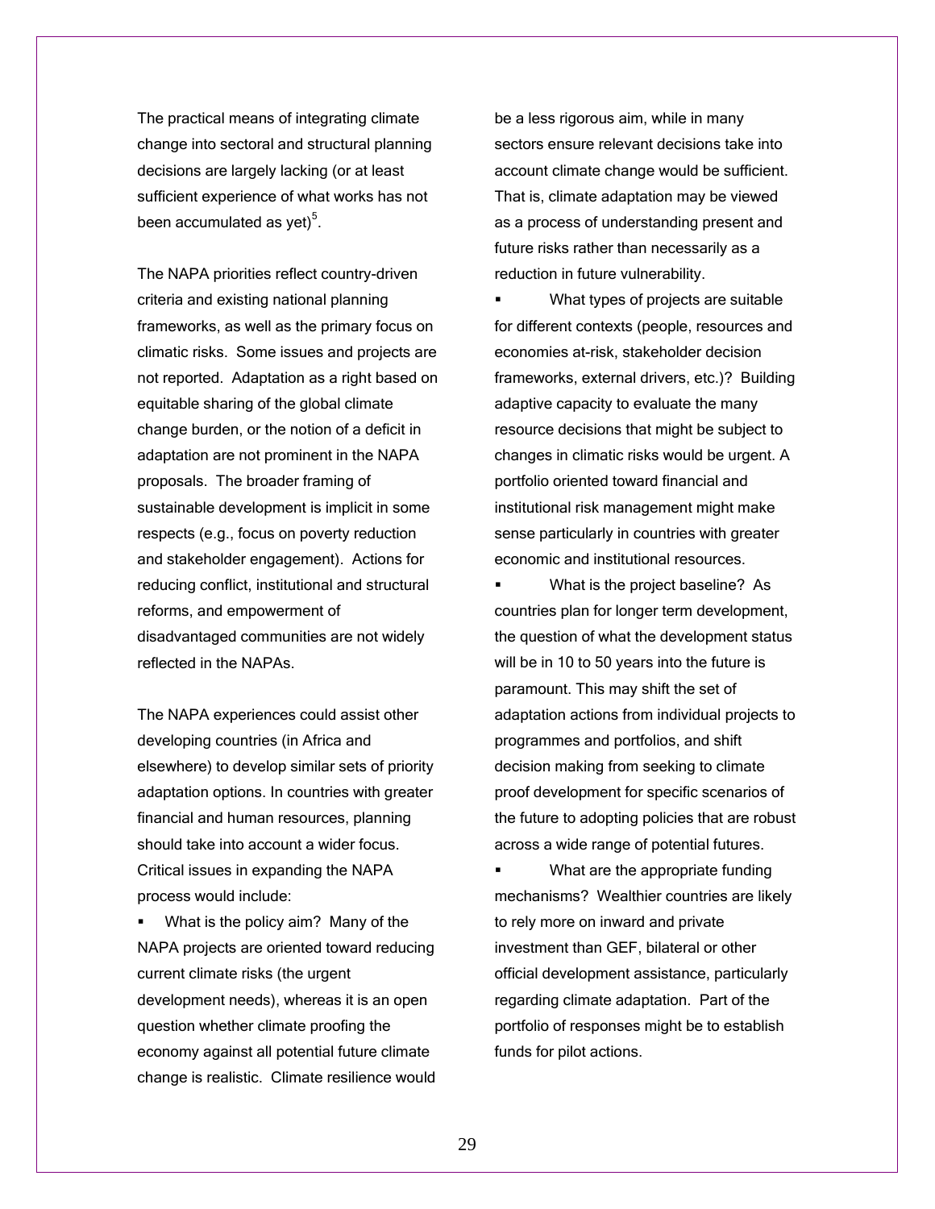The practical means of integrating climate change into sectoral and structural planning decisions are largely lacking (or at least sufficient experience of what works has not been accumulated as yet)[5].

The NAPA priorities reflect country-driven criteria and existing national planning frameworks, as well as the primary focus on climatic risks. Some issues and projects are not reported. Adaptation as a right based on equitable sharing of the global climate change burden, or the notion of a deficit in adaptation are not prominent in the NAPA proposals. The broader framing of sustainable development is implicit in some respects (e.g., focus on poverty reduction and stakeholder engagement). Actions for reducing conflict, institutional and structural reforms, and empowerment of disadvantaged communities are not widely reflected in the NAPAs.

The NAPA experiences could assist other developing countries (in Africa and elsewhere) to develop similar sets of priority adaptation options. In countries with greater financial and human resources, planning should take into account a wider focus. Critical issues in expanding the NAPA process would include:

- What is the policy aim? Many of the NAPA projects are oriented toward reducing current climate risks (the urgent development needs), whereas it is an open question whether climate proofing the economy against all potential future climate change is realistic. Climate resilience would be a less rigorous aim, while in many sectors ensure relevant decisions take into account climate change would be sufficient. That is, climate adaptation may be viewed as a process of understanding present and future risks rather than necessarily as a reduction in future vulnerability.
- What types of projects are suitable for different contexts (people, resources and economies at-risk, stakeholder decision frameworks, external drivers, etc.)? Building adaptive capacity to evaluate the many resource decisions that might be subject to changes in climatic risks would be urgent. A portfolio oriented toward financial and institutional risk management might make sense particularly in countries with greater economic and institutional resources.
- What is the project baseline? As countries plan for longer term development, the question of what the development status will be in 10 to 50 years into the future is paramount. This may shift the set of adaptation actions from individual projects to programmes and portfolios, and shift decision making from seeking to climate proof development for specific scenarios of the future to adopting policies that are robust across a wide range of potential futures.
- What are the appropriate funding mechanisms? Wealthier countries are likely to rely more on inward and private investment than GEF, bilateral or other official development assistance, particularly regarding climate adaptation. Part of the portfolio of responses might be to establish funds for pilot actions.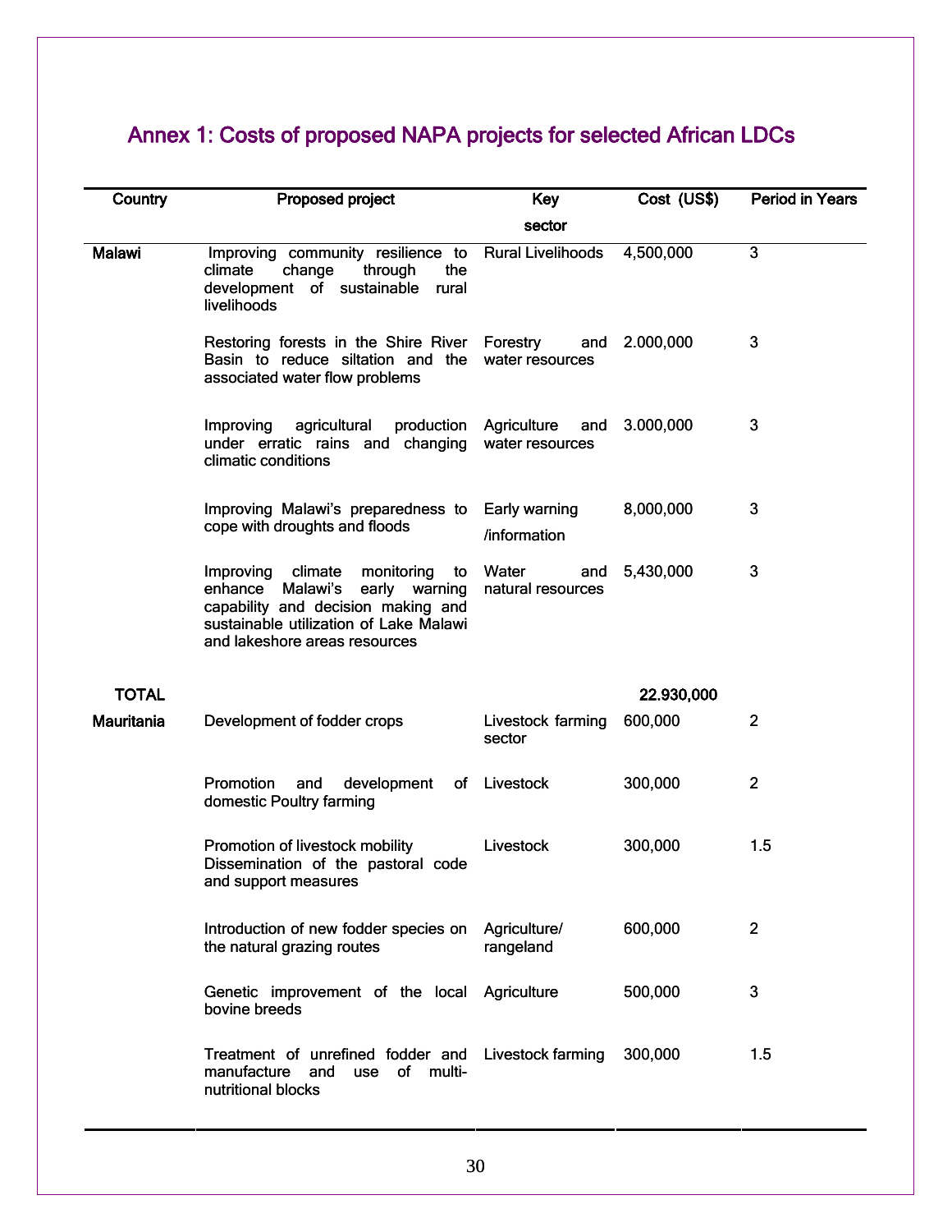## Annex 1: Costs of proposed NAPA projects for selected African LDCs

| Country | Proposed project | Key sector | Cost (US$) | Period in Years |
|---|---|---|---|---|
| **Malawi** | Improving community resilience to climate change through the development of sustainable rural livelihoods | Rural Livelihoods | 4,500,000 | 3 |
| | Restoring forests in the Shire River Basin to reduce siltation and the associated water flow problems | Forestry and water resources | 2.000,000 | 3 |
| | Improving agricultural production under erratic rains and changing climatic conditions | Agriculture and water resources | 3.000,000 | 3 |
| | Improving Malawi's preparedness to cope with droughts and floods | Early warning /information | 8,000,000 | 3 |
| | Improving climate monitoring to enhance Malawi's early warning capability and decision making and sustainable utilization of Lake Malawi and lakeshore areas resources | Water and natural resources | 5,430,000 | 3 |
| **TOTAL** | | | **22.930,000** | |
| **Mauritania** | Development of fodder crops | Livestock farming sector | 600,000 | 2 |
| | Promotion and development of domestic Poultry farming | Livestock | 300,000 | 2 |
| | Promotion of livestock mobility Dissemination of the pastoral code and support measures | Livestock | 300,000 | 1.5 |
| | Introduction of new fodder species on the natural grazing routes | Agriculture/ rangeland | 600,000 | 2 |
| | Genetic improvement of the local bovine breeds | Agriculture | 500,000 | 3 |
| | Treatment of unrefined fodder and manufacture and use of multi-nutritional blocks | Livestock farming | 300,000 | 1.5 |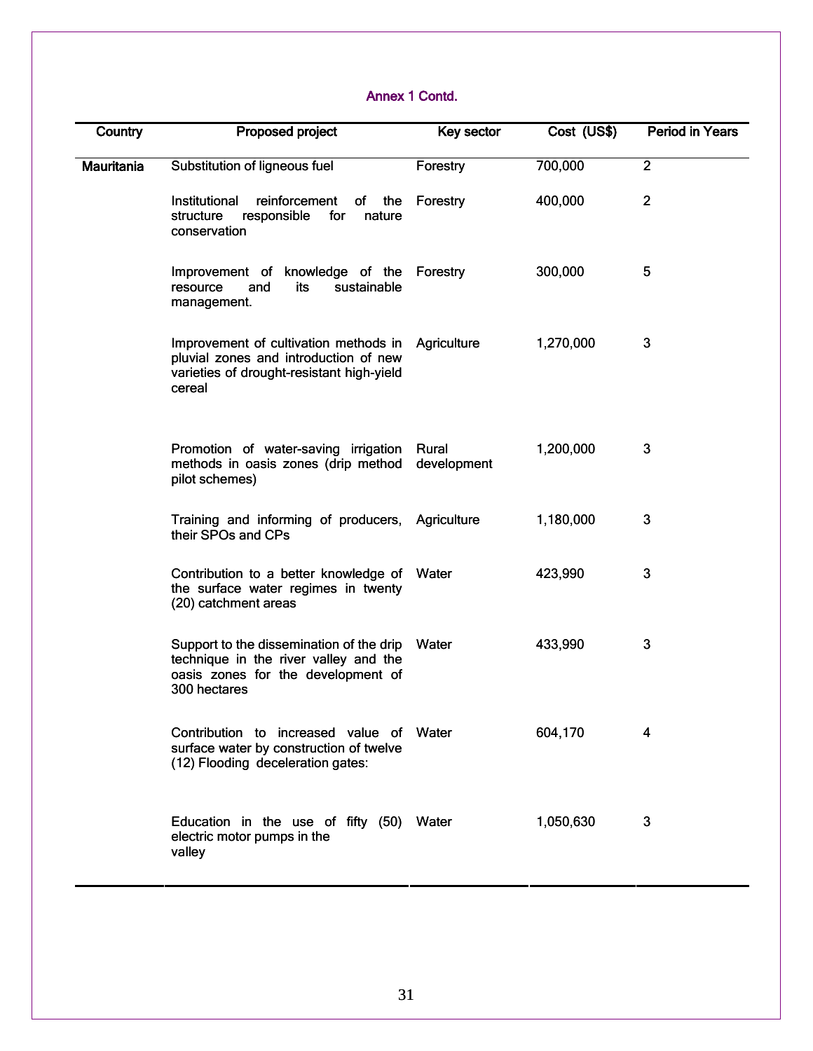Annex 1 Contd.

| Country | Proposed project | Key sector | Cost (US$) | Period in Years |
|---|---|---|---|---|
| **Mauritania** | Substitution of ligneous fuel | Forestry | 700,000 | 2 |
| | Institutional reinforcement of the structure responsible for nature conservation | Forestry | 400,000 | 2 |
| | Improvement of knowledge of the resource and its sustainable management. | Forestry | 300,000 | 5 |
| | Improvement of cultivation methods in pluvial zones and introduction of new varieties of drought-resistant high-yield cereal | Agriculture | 1,270,000 | 3 |
| | Promotion of water-saving irrigation methods in oasis zones (drip method pilot schemes) | Rural development | 1,200,000 | 3 |
| | Training and informing of producers, their SPOs and CPs | Agriculture | 1,180,000 | 3 |
| | Contribution to a better knowledge of the surface water regimes in twenty (20) catchment areas | Water | 423,990 | 3 |
| | Support to the dissemination of the drip technique in the river valley and the oasis zones for the development of 300 hectares | Water | 433,990 | 3 |
| | Contribution to increased value of surface water by construction of twelve (12) Flooding deceleration gates: | Water | 604,170 | 4 |
| | Education in the use of fifty (50) electric motor pumps in the valley | Water | 1,050,630 | 3 |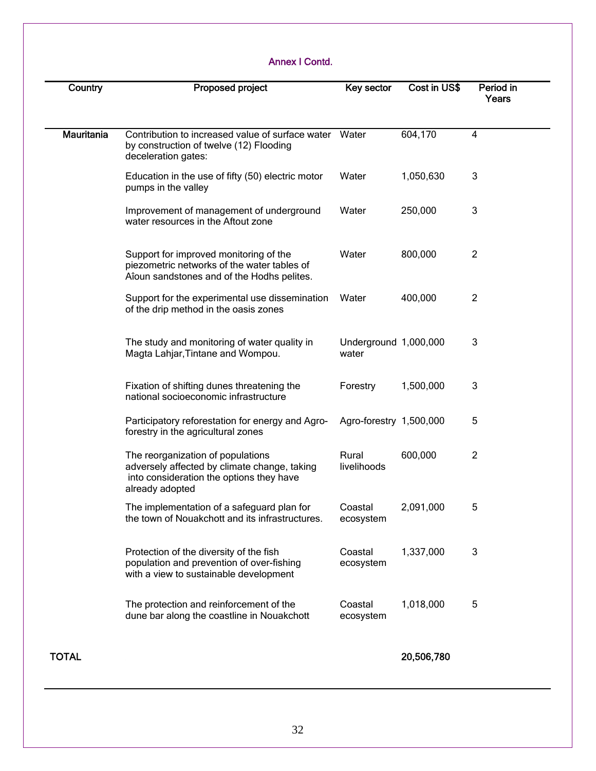Annex I Contd.

| Country | Proposed project | Key sector | Cost in US$ | Period in Years |
|---|---|---|---|---|
| **Mauritania** | Contribution to increased value of surface water by construction of twelve (12) Flooding deceleration gates: | Water | 604,170 | 4 |
| | Education in the use of fifty (50) electric motor pumps in the valley | Water | 1,050,630 | 3 |
| | Improvement of management of underground water resources in the Aftout zone | Water | 250,000 | 3 |
| | Support for improved monitoring of the piezometric networks of the water tables of Aîoun sandstones and of the Hodhs pelites. | Water | 800,000 | 2 |
| | Support for the experimental use dissemination of the drip method in the oasis zones | Water | 400,000 | 2 |
| | The study and monitoring of water quality in Magta Lahjar,Tintane and Wompou. | Underground water | 1,000,000 | 3 |
| | Fixation of shifting dunes threatening the national socioeconomic infrastructure | Forestry | 1,500,000 | 3 |
| | Participatory reforestation for energy and Agro-forestry in the agricultural zones | Agro-forestry | 1,500,000 | 5 |
| | The reorganization of populations adversely affected by climate change, taking into consideration the options they have already adopted | Rural livelihoods | 600,000 | 2 |
| | The implementation of a safeguard plan for the town of Nouakchott and its infrastructures. | Coastal ecosystem | 2,091,000 | 5 |
| | Protection of the diversity of the fish population and prevention of over-fishing with a view to sustainable development | Coastal ecosystem | 1,337,000 | 3 |
| | The protection and reinforcement of the dune bar along the coastline in Nouakchott | Coastal ecosystem | 1,018,000 | 5 |
| **TOTAL** | | | **20,506,780** | |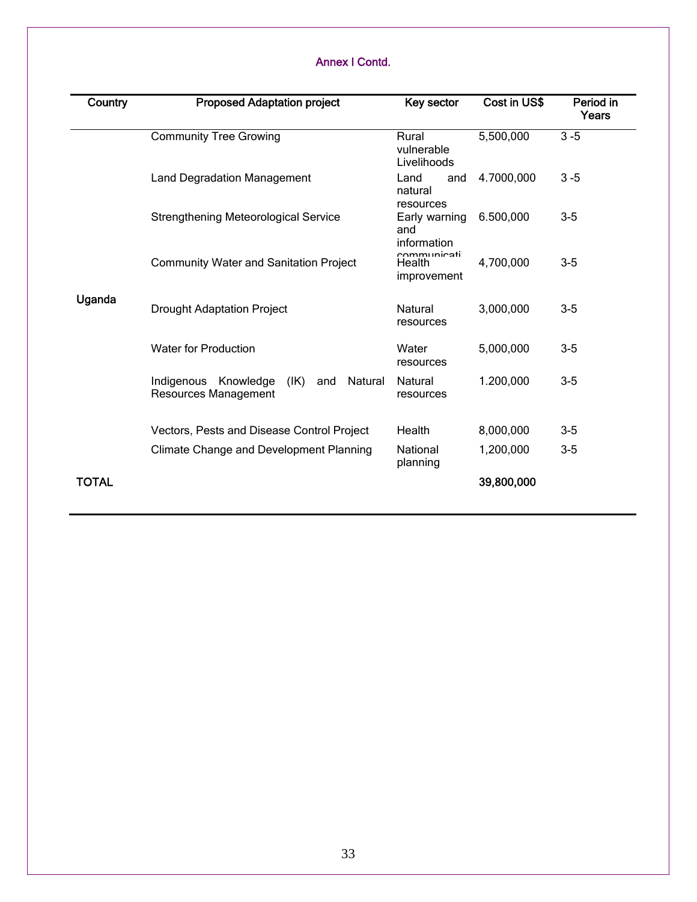Annex I Contd.

| Country | Proposed Adaptation project | Key sector | Cost in US$ | Period in Years |
|---|---|---|---|---|
| Uganda | Community Tree Growing | Rural vulnerable Livelihoods | 5,500,000 | 3 -5 |
| | Land Degradation Management | Land and natural resources | 4.7000,000 | 3 -5 |
| | Strengthening Meteorological Service | Early warning and information communicati | 6.500,000 | 3-5 |
| | Community Water and Sanitation Project | Health improvement | 4,700,000 | 3-5 |
| | Drought Adaptation Project | Natural resources | 3,000,000 | 3-5 |
| | Water for Production | Water resources | 5,000,000 | 3-5 |
| | Indigenous Knowledge (IK) and Natural Resources Management | Natural resources | 1.200,000 | 3-5 |
| | Vectors, Pests and Disease Control Project | Health | 8,000,000 | 3-5 |
| | Climate Change and Development Planning | National planning | 1,200,000 | 3-5 |
| **TOTAL** | | | **39,800,000** | |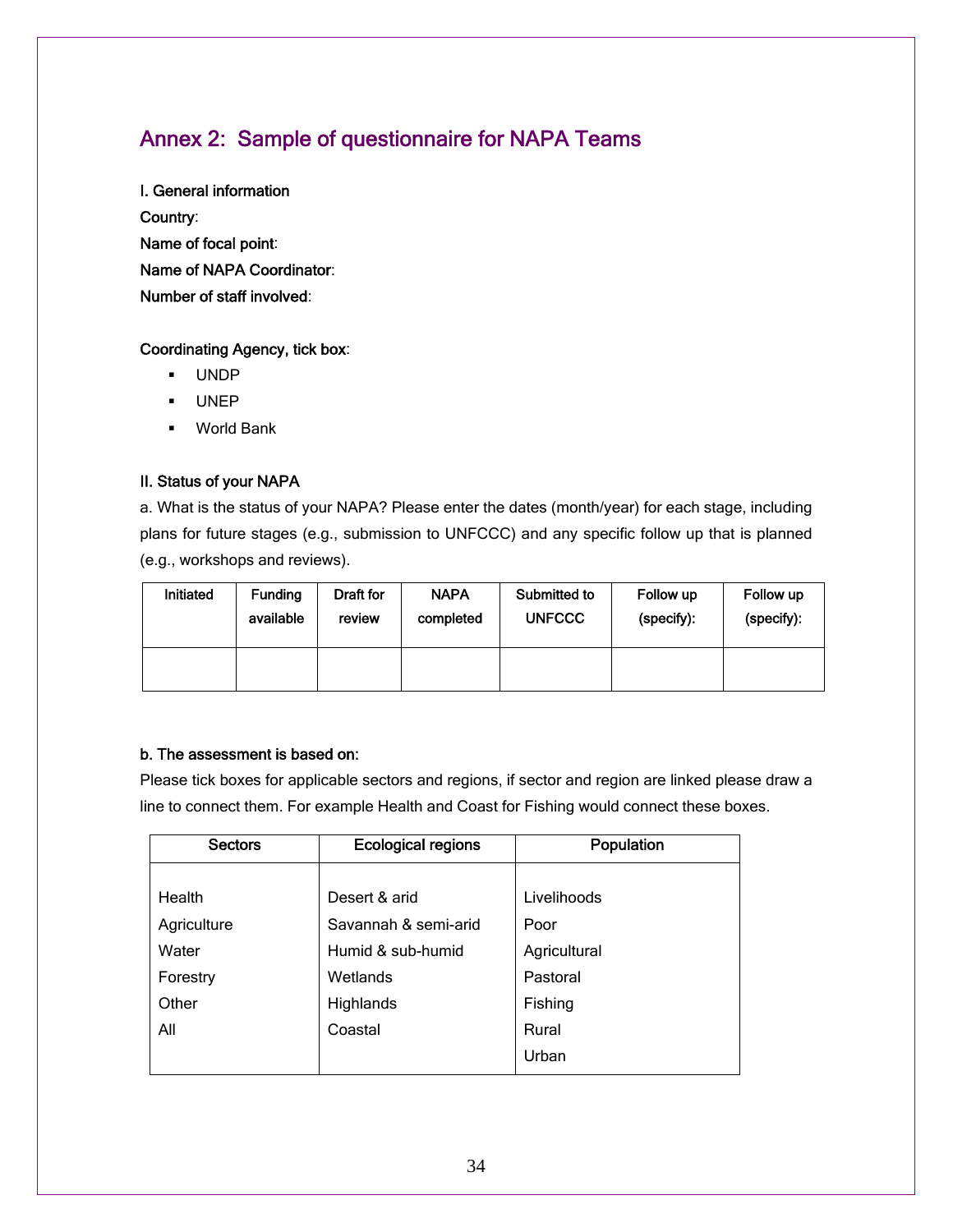## Annex 2: Sample of questionnaire for NAPA Teams

**I. General information**

**Country**:

**Name of focal point**:

**Name of NAPA Coordinator**:

**Number of staff involved**:

**Coordinating Agency, tick box**:

- UNDP
- UNEP
- World Bank

**II. Status of your NAPA**

a. What is the status of your NAPA? Please enter the dates (month/year) for each stage, including plans for future stages (e.g., submission to UNFCCC) and any specific follow up that is planned (e.g., workshops and reviews).

| Initiated | Funding available | Draft for review | NAPA completed | Submitted to UNFCCC | Follow up (specify): | Follow up (specify): |
|---|---|---|---|---|---|---|
| | | | | | | |

**b. The assessment is based on:**

Please tick boxes for applicable sectors and regions, if sector and region are linked please draw a line to connect them. For example Health and Coast for Fishing would connect these boxes.

| Sectors | Ecological regions | Population |
|---|---|---|
| Health | Desert & arid | Livelihoods |
| Agriculture | Savannah & semi-arid | Poor |
| Water | Humid & sub-humid | Agricultural |
| Forestry | Wetlands | Pastoral |
| Other | Highlands | Fishing |
| All | Coastal | Rural |
| | | Urban |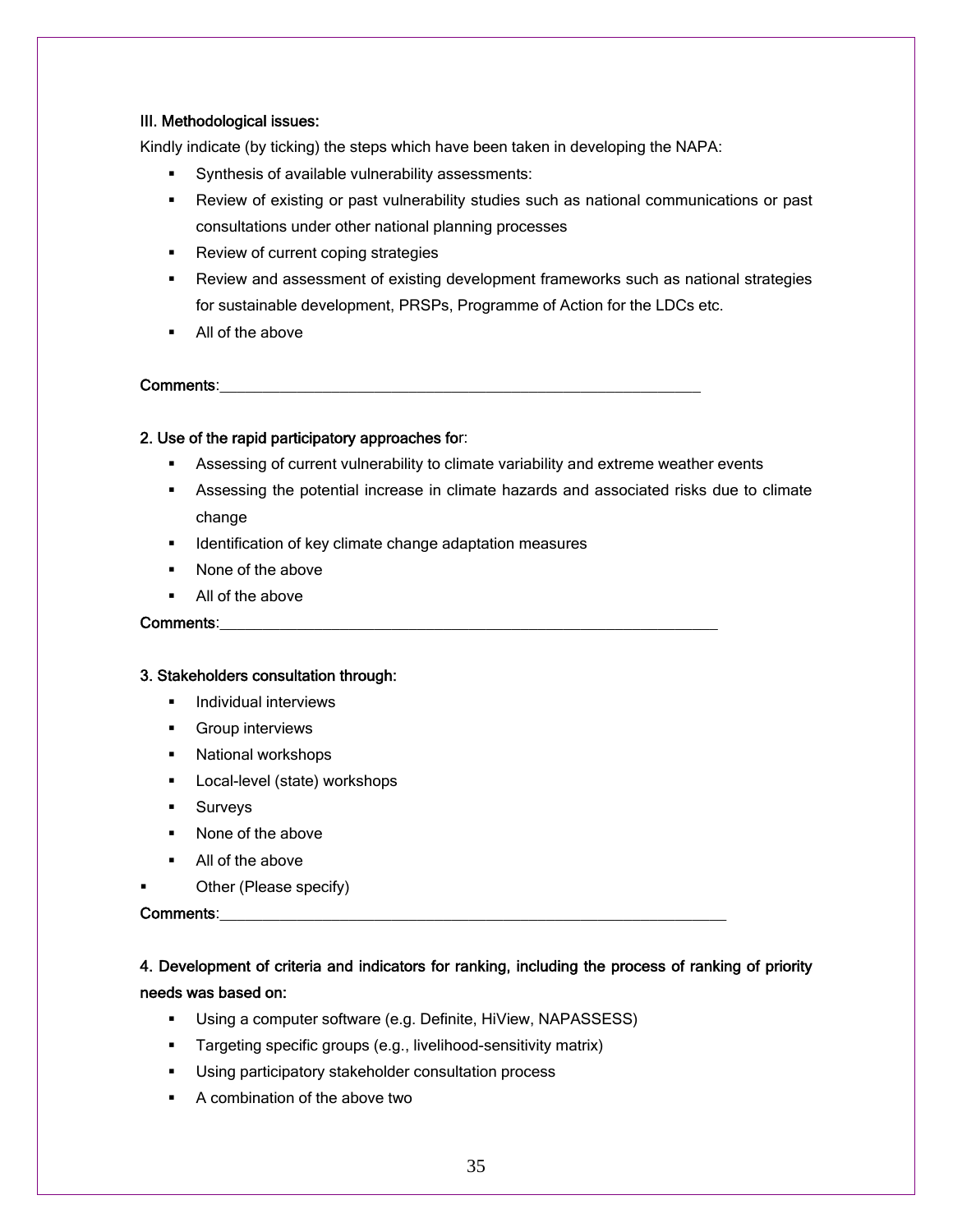**III. Methodological issues:**

Kindly indicate (by ticking) the steps which have been taken in developing the NAPA:

- Synthesis of available vulnerability assessments:
- Review of existing or past vulnerability studies such as national communications or past consultations under other national planning processes
- Review of current coping strategies
- Review and assessment of existing development frameworks such as national strategies for sustainable development, PRSPs, Programme of Action for the LDCs etc.
- All of the above

**Comments**:___________________________________________________________

**2. Use of the rapid participatory approaches for**:

- Assessing of current vulnerability to climate variability and extreme weather events
- Assessing the potential increase in climate hazards and associated risks due to climate change
- Identification of key climate change adaptation measures
- None of the above
- All of the above

**Comments**:___________________________________________________________

**3. Stakeholders consultation through:**

- Individual interviews
- Group interviews
- National workshops
- Local-level (state) workshops
- Surveys
- None of the above
- All of the above
- Other (Please specify)

**Comments**:___________________________________________________________

**4. Development of criteria and indicators for ranking, including the process of ranking of priority needs was based on:**

- Using a computer software (e.g. Definite, HiView, NAPASSESS)
- Targeting specific groups (e.g., livelihood-sensitivity matrix)
- Using participatory stakeholder consultation process
- A combination of the above two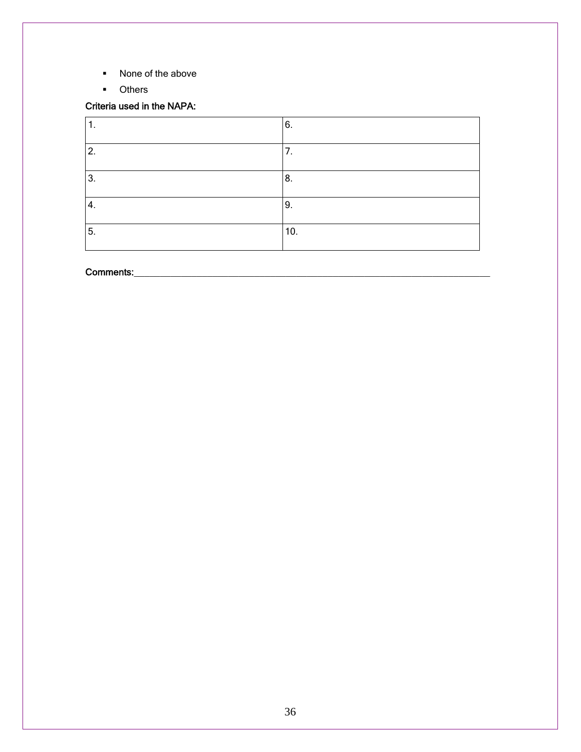- None of the above
- Others

**Criteria used in the NAPA:**

| 1. | 6. |
|---|---|
| 2. | 7. |
| 3. | 8. |
| 4. | 9. |
| 5. | 10. |

**Comments:**\_\_\_\_\_\_\_\_\_\_\_\_\_\_\_\_\_\_\_\_\_\_\_\_\_\_\_\_\_\_\_\_\_\_\_\_\_\_\_\_\_\_\_\_\_\_\_\_\_\_\_\_\_\_\_\_\_\_\_\_\_\_\_\_\_\_\_\_\_\_\_\_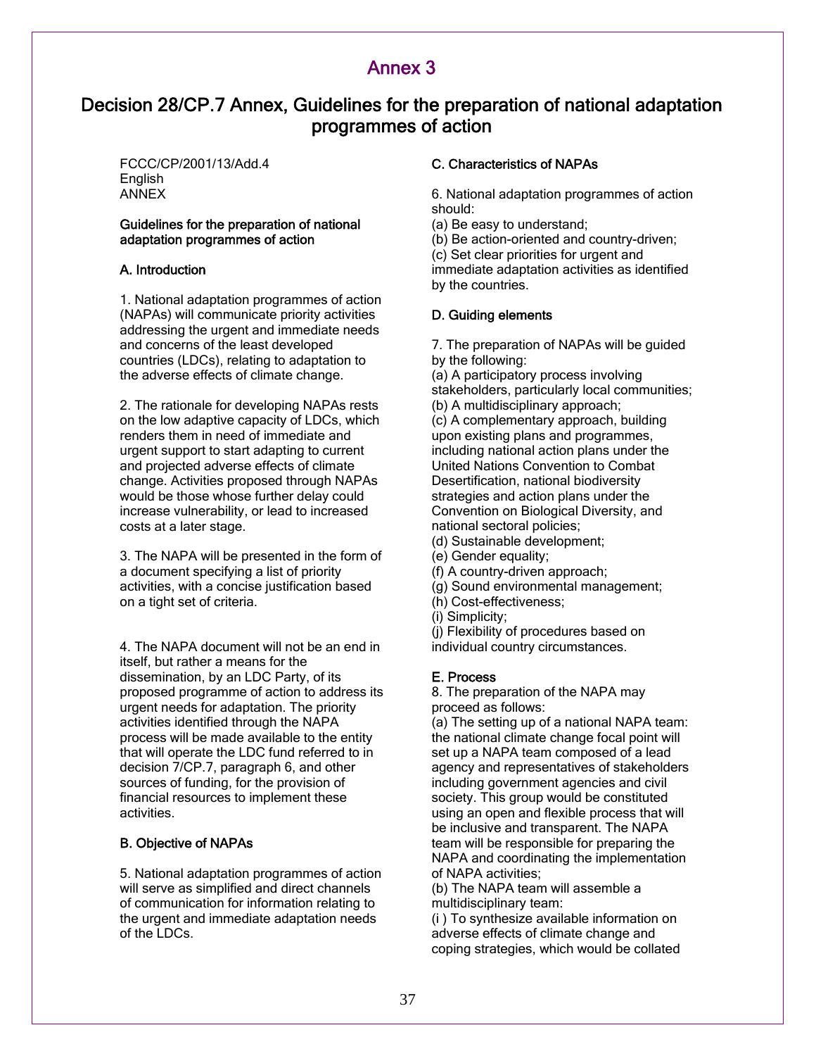# Annex 3

## Decision 28/CP.7 Annex, Guidelines for the preparation of national adaptation programmes of action

FCCC/CP/2001/13/Add.4
English
ANNEX

**Guidelines for the preparation of national adaptation programmes of action**

### A. Introduction

1. National adaptation programmes of action (NAPAs) will communicate priority activities addressing the urgent and immediate needs and concerns of the least developed countries (LDCs), relating to adaptation to the adverse effects of climate change.

2. The rationale for developing NAPAs rests on the low adaptive capacity of LDCs, which renders them in need of immediate and urgent support to start adapting to current and projected adverse effects of climate change. Activities proposed through NAPAs would be those whose further delay could increase vulnerability, or lead to increased costs at a later stage.

3. The NAPA will be presented in the form of a document specifying a list of priority activities, with a concise justification based on a tight set of criteria.

4. The NAPA document will not be an end in itself, but rather a means for the dissemination, by an LDC Party, of its proposed programme of action to address its urgent needs for adaptation. The priority activities identified through the NAPA process will be made available to the entity that will operate the LDC fund referred to in decision 7/CP.7, paragraph 6, and other sources of funding, for the provision of financial resources to implement these activities.

### B. Objective of NAPAs

5. National adaptation programmes of action will serve as simplified and direct channels of communication for information relating to the urgent and immediate adaptation needs of the LDCs.

### C. Characteristics of NAPAs

6. National adaptation programmes of action should:
(a) Be easy to understand;
(b) Be action-oriented and country-driven;
(c) Set clear priorities for urgent and immediate adaptation activities as identified by the countries.

### D. Guiding elements

7. The preparation of NAPAs will be guided by the following:
(a) A participatory process involving stakeholders, particularly local communities;
(b) A multidisciplinary approach;
(c) A complementary approach, building upon existing plans and programmes, including national action plans under the United Nations Convention to Combat Desertification, national biodiversity strategies and action plans under the Convention on Biological Diversity, and national sectoral policies;
(d) Sustainable development;
(e) Gender equality;
(f) A country-driven approach;
(g) Sound environmental management;
(h) Cost-effectiveness;
(i) Simplicity;
(j) Flexibility of procedures based on individual country circumstances.

### E. Process

8. The preparation of the NAPA may proceed as follows:
(a) The setting up of a national NAPA team: the national climate change focal point will set up a NAPA team composed of a lead agency and representatives of stakeholders including government agencies and civil society. This group would be constituted using an open and flexible process that will be inclusive and transparent. The NAPA team will be responsible for preparing the NAPA and coordinating the implementation of NAPA activities;
(b) The NAPA team will assemble a multidisciplinary team:
(i ) To synthesize available information on adverse effects of climate change and coping strategies, which would be collated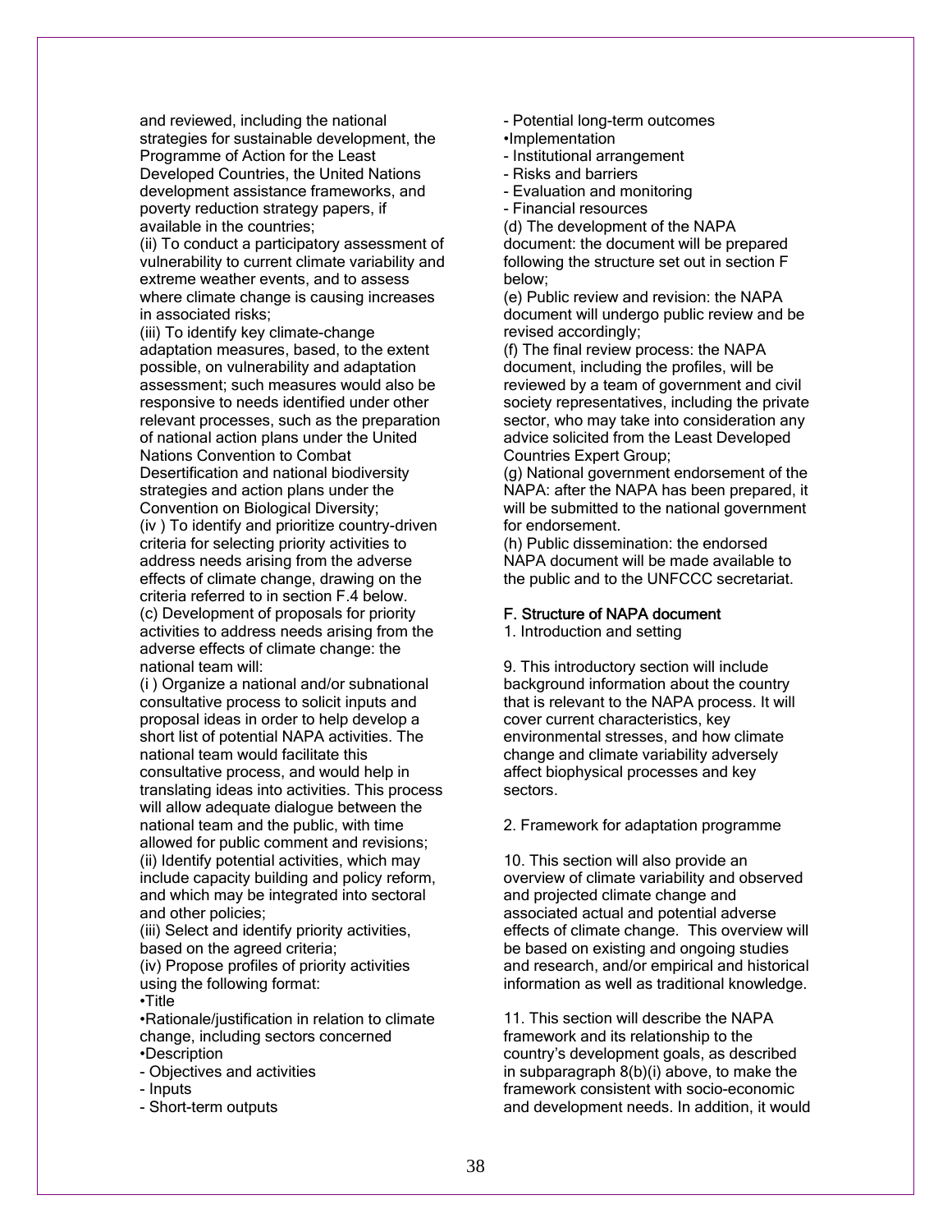and reviewed, including the national strategies for sustainable development, the Programme of Action for the Least Developed Countries, the United Nations development assistance frameworks, and poverty reduction strategy papers, if available in the countries;

(ii) To conduct a participatory assessment of vulnerability to current climate variability and extreme weather events, and to assess where climate change is causing increases in associated risks;

(iii) To identify key climate-change adaptation measures, based, to the extent possible, on vulnerability and adaptation assessment; such measures would also be responsive to needs identified under other relevant processes, such as the preparation of national action plans under the United Nations Convention to Combat Desertification and national biodiversity strategies and action plans under the Convention on Biological Diversity;

(iv ) To identify and prioritize country-driven criteria for selecting priority activities to address needs arising from the adverse effects of climate change, drawing on the criteria referred to in section F.4 below.

(c) Development of proposals for priority activities to address needs arising from the adverse effects of climate change: the national team will:

(i ) Organize a national and/or subnational consultative process to solicit inputs and proposal ideas in order to help develop a short list of potential NAPA activities. The national team would facilitate this consultative process, and would help in translating ideas into activities. This process will allow adequate dialogue between the national team and the public, with time allowed for public comment and revisions;

(ii) Identify potential activities, which may include capacity building and policy reform, and which may be integrated into sectoral and other policies;

(iii) Select and identify priority activities, based on the agreed criteria;

(iv) Propose profiles of priority activities using the following format:

•Title

•Rationale/justification in relation to climate change, including sectors concerned

•Description

- Objectives and activities
- Inputs
- Short-term outputs
- Potential long-term outcomes

•Implementation

- Institutional arrangement
- Risks and barriers
- Evaluation and monitoring
- Financial resources

(d) The development of the NAPA document: the document will be prepared following the structure set out in section F below;

(e) Public review and revision: the NAPA document will undergo public review and be revised accordingly;

(f) The final review process: the NAPA document, including the profiles, will be reviewed by a team of government and civil society representatives, including the private sector, who may take into consideration any advice solicited from the Least Developed Countries Expert Group;

(g) National government endorsement of the NAPA: after the NAPA has been prepared, it will be submitted to the national government for endorsement.

(h) Public dissemination: the endorsed NAPA document will be made available to the public and to the UNFCCC secretariat.

## F. Structure of NAPA document

1. Introduction and setting

9. This introductory section will include background information about the country that is relevant to the NAPA process. It will cover current characteristics, key environmental stresses, and how climate change and climate variability adversely affect biophysical processes and key sectors.

2. Framework for adaptation programme

10. This section will also provide an overview of climate variability and observed and projected climate change and associated actual and potential adverse effects of climate change. This overview will be based on existing and ongoing studies and research, and/or empirical and historical information as well as traditional knowledge.

11. This section will describe the NAPA framework and its relationship to the country's development goals, as described in subparagraph 8(b)(i) above, to make the framework consistent with socio-economic and development needs. In addition, it would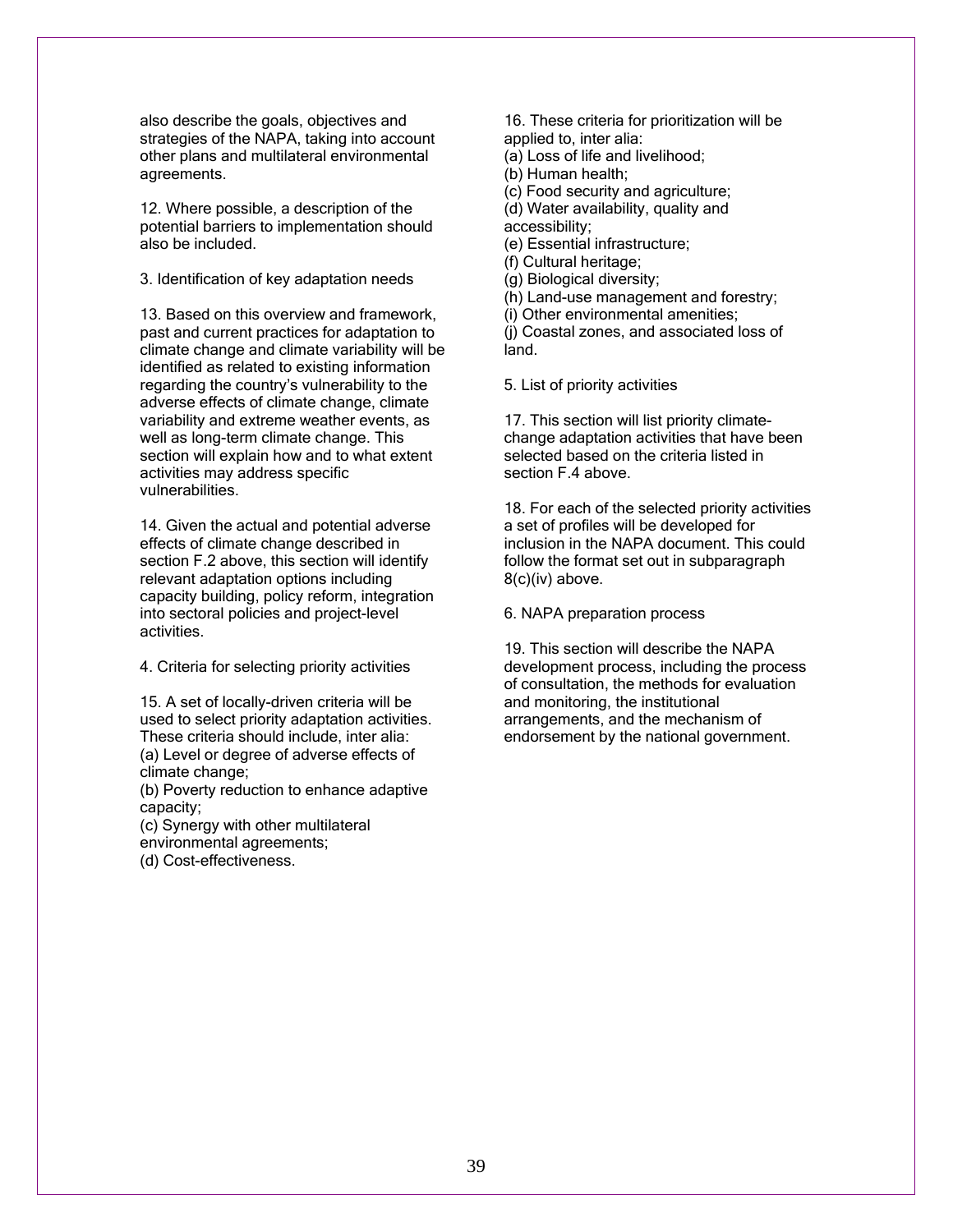also describe the goals, objectives and strategies of the NAPA, taking into account other plans and multilateral environmental agreements.

12. Where possible, a description of the potential barriers to implementation should also be included.

3. Identification of key adaptation needs

13. Based on this overview and framework, past and current practices for adaptation to climate change and climate variability will be identified as related to existing information regarding the country's vulnerability to the adverse effects of climate change, climate variability and extreme weather events, as well as long-term climate change. This section will explain how and to what extent activities may address specific vulnerabilities.

14. Given the actual and potential adverse effects of climate change described in section F.2 above, this section will identify relevant adaptation options including capacity building, policy reform, integration into sectoral policies and project-level activities.

4. Criteria for selecting priority activities

15. A set of locally-driven criteria will be used to select priority adaptation activities. These criteria should include, inter alia:
(a) Level or degree of adverse effects of climate change;
(b) Poverty reduction to enhance adaptive capacity;
(c) Synergy with other multilateral environmental agreements;
(d) Cost-effectiveness.

16. These criteria for prioritization will be applied to, inter alia:
(a) Loss of life and livelihood;
(b) Human health;
(c) Food security and agriculture;
(d) Water availability, quality and accessibility;
(e) Essential infrastructure;
(f) Cultural heritage;
(g) Biological diversity;
(h) Land-use management and forestry;
(i) Other environmental amenities;
(j) Coastal zones, and associated loss of land.

5. List of priority activities

17. This section will list priority climate-change adaptation activities that have been selected based on the criteria listed in section F.4 above.

18. For each of the selected priority activities a set of profiles will be developed for inclusion in the NAPA document. This could follow the format set out in subparagraph 8(c)(iv) above.

6. NAPA preparation process

19. This section will describe the NAPA development process, including the process of consultation, the methods for evaluation and monitoring, the institutional arrangements, and the mechanism of endorsement by the national government.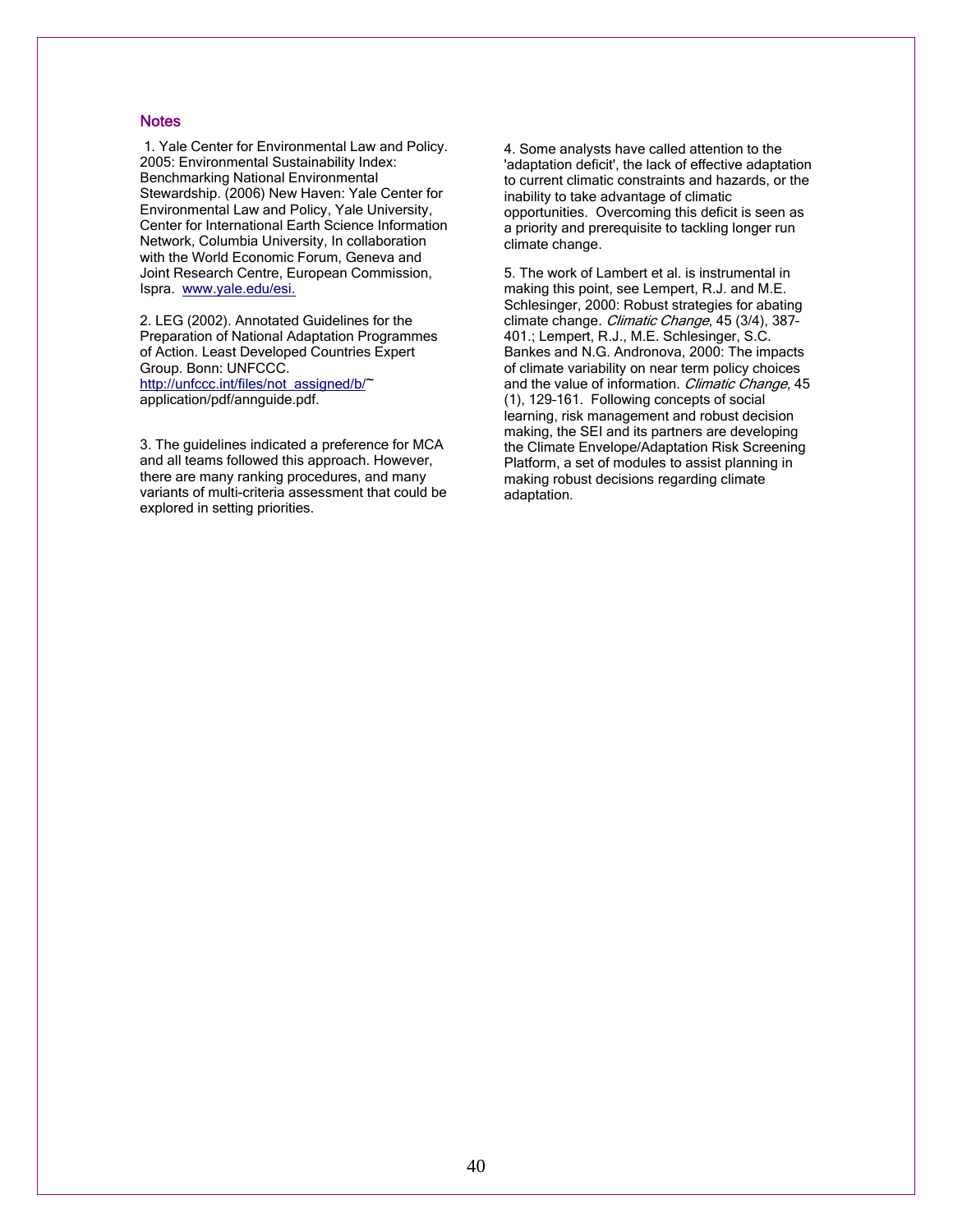## Notes

1. Yale Center for Environmental Law and Policy. 2005: Environmental Sustainability Index: Benchmarking National Environmental Stewardship. (2006) New Haven: Yale Center for Environmental Law and Policy, Yale University, Center for International Earth Science Information Network, Columbia University, In collaboration with the World Economic Forum, Geneva and Joint Research Centre, European Commission, Ispra. [www.yale.edu/esi.](www.yale.edu/esi)

2. LEG (2002). Annotated Guidelines for the Preparation of National Adaptation Programmes of Action. Least Developed Countries Expert Group. Bonn: UNFCCC. [http://unfccc.int/files/not_assigned/b/](http://unfccc.int/files/not_assigned/b/)~ application/pdf/annguide.pdf.

3. The guidelines indicated a preference for MCA and all teams followed this approach. However, there are many ranking procedures, and many variants of multi-criteria assessment that could be explored in setting priorities.

4. Some analysts have called attention to the 'adaptation deficit', the lack of effective adaptation to current climatic constraints and hazards, or the inability to take advantage of climatic opportunities. Overcoming this deficit is seen as a priority and prerequisite to tackling longer run climate change.

5. The work of Lambert et al. is instrumental in making this point, see Lempert, R.J. and M.E. Schlesinger, 2000: Robust strategies for abating climate change. *Climatic Change*, 45 (3/4), 387-401.; Lempert, R.J., M.E. Schlesinger, S.C. Bankes and N.G. Andronova, 2000: The impacts of climate variability on near term policy choices and the value of information. *Climatic Change*, 45 (1), 129-161. Following concepts of social learning, risk management and robust decision making, the SEI and its partners are developing the Climate Envelope/Adaptation Risk Screening Platform, a set of modules to assist planning in making robust decisions regarding climate adaptation.